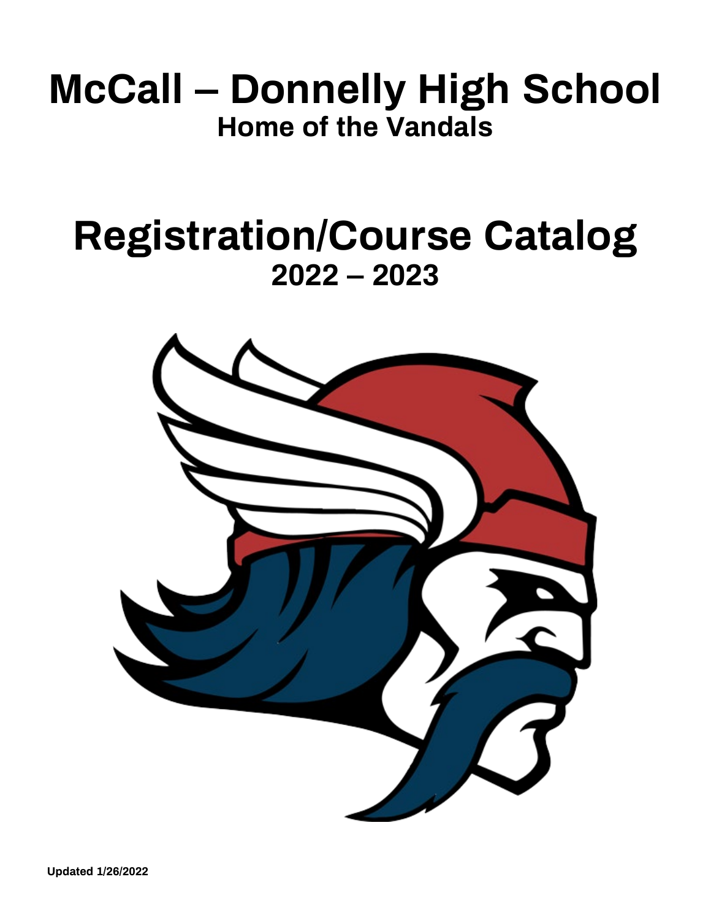# McCall – Donnelly High School

## Home of the Vandals

# Registration/Course Catalog

## 2022 – 2023

**Updated 1/26/2022**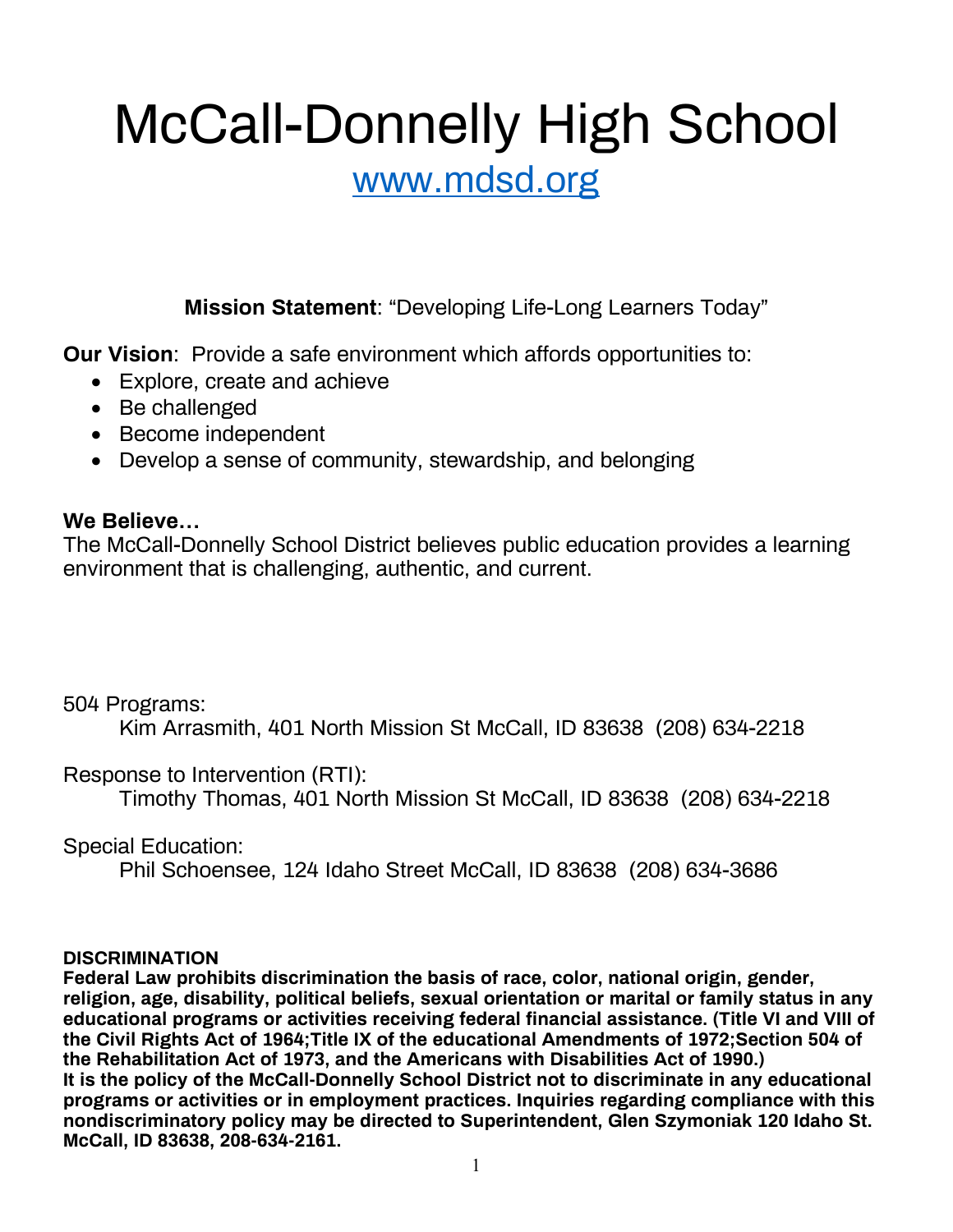# McCall-Donnelly High School

[www.mdsd.org](http://www.mdsd.org)

**Mission Statement**: "Developing Life-Long Learners Today"

**Our Vision**: Provide a safe environment which affords opportunities to:

- Explore, create and achieve
- Be challenged
- Become independent
- Develop a sense of community, stewardship, and belonging

**We Believe…**

The McCall-Donnelly School District believes public education provides a learning environment that is challenging, authentic, and current.

504 Programs:

Kim Arrasmith, 401 North Mission St McCall, ID 83638 (208) 634-2218

Response to Intervention (RTI):

Timothy Thomas, 401 North Mission St McCall, ID 83638 (208) 634-2218

Special Education:

Phil Schoensee, 124 Idaho Street McCall, ID 83638 (208) 634-3686

**DISCRIMINATION**

**Federal Law prohibits discrimination the basis of race, color, national origin, gender, religion, age, disability, political beliefs, sexual orientation or marital or family status in any educational programs or activities receiving federal financial assistance. (Title VI and VIII of the Civil Rights Act of 1964;Title IX of the educational Amendments of 1972;Section 504 of the Rehabilitation Act of 1973, and the Americans with Disabilities Act of 1990.)**

**It is the policy of the McCall-Donnelly School District not to discriminate in any educational programs or activities or in employment practices. Inquiries regarding compliance with this nondiscriminatory policy may be directed to Superintendent, Glen Szymoniak 120 Idaho St. McCall, ID 83638, 208-634-2161.**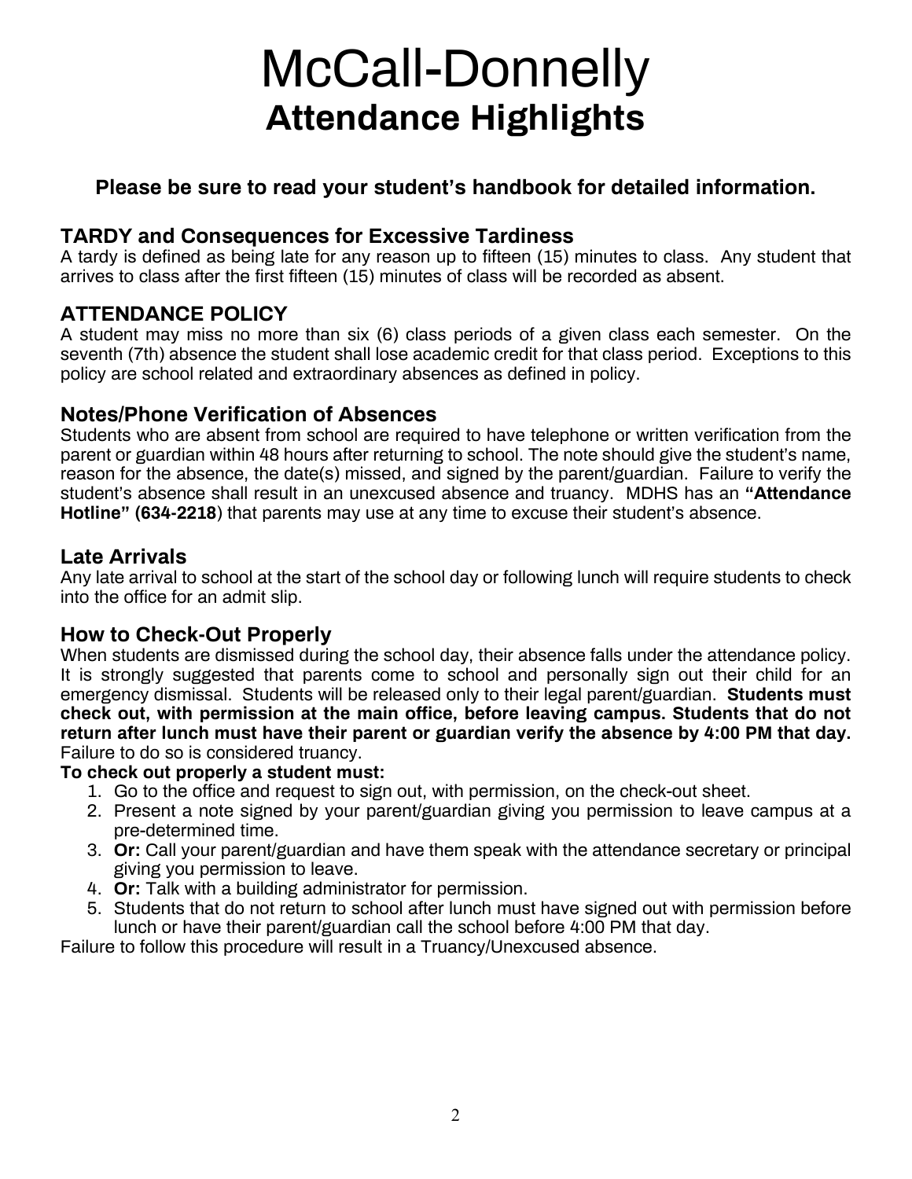# McCall-Donnelly

## Attendance Highlights

**Please be sure to read your student's handbook for detailed information.**

### TARDY and Consequences for Excessive Tardiness

A tardy is defined as being late for any reason up to fifteen (15) minutes to class. Any student that arrives to class after the first fifteen (15) minutes of class will be recorded as absent.

### ATTENDANCE POLICY

A student may miss no more than six (6) class periods of a given class each semester. On the seventh (7th) absence the student shall lose academic credit for that class period. Exceptions to this policy are school related and extraordinary absences as defined in policy.

### Notes/Phone Verification of Absences

Students who are absent from school are required to have telephone or written verification from the parent or guardian within 48 hours after returning to school. The note should give the student's name, reason for the absence, the date(s) missed, and signed by the parent/guardian. Failure to verify the student's absence shall result in an unexcused absence and truancy. MDHS has an **"Attendance Hotline" (634-2218**) that parents may use at any time to excuse their student's absence.

### Late Arrivals

Any late arrival to school at the start of the school day or following lunch will require students to check into the office for an admit slip.

### How to Check-Out Properly

When students are dismissed during the school day, their absence falls under the attendance policy. It is strongly suggested that parents come to school and personally sign out their child for an emergency dismissal. Students will be released only to their legal parent/guardian. **Students must check out, with permission at the main office, before leaving campus. Students that do not return after lunch must have their parent or guardian verify the absence by 4:00 PM that day.** Failure to do so is considered truancy.

**To check out properly a student must:**

1. Go to the office and request to sign out, with permission, on the check-out sheet.
2. Present a note signed by your parent/guardian giving you permission to leave campus at a pre-determined time.
3. **Or:** Call your parent/guardian and have them speak with the attendance secretary or principal giving you permission to leave.
4. **Or:** Talk with a building administrator for permission.
5. Students that do not return to school after lunch must have signed out with permission before lunch or have their parent/guardian call the school before 4:00 PM that day.

Failure to follow this procedure will result in a Truancy/Unexcused absence.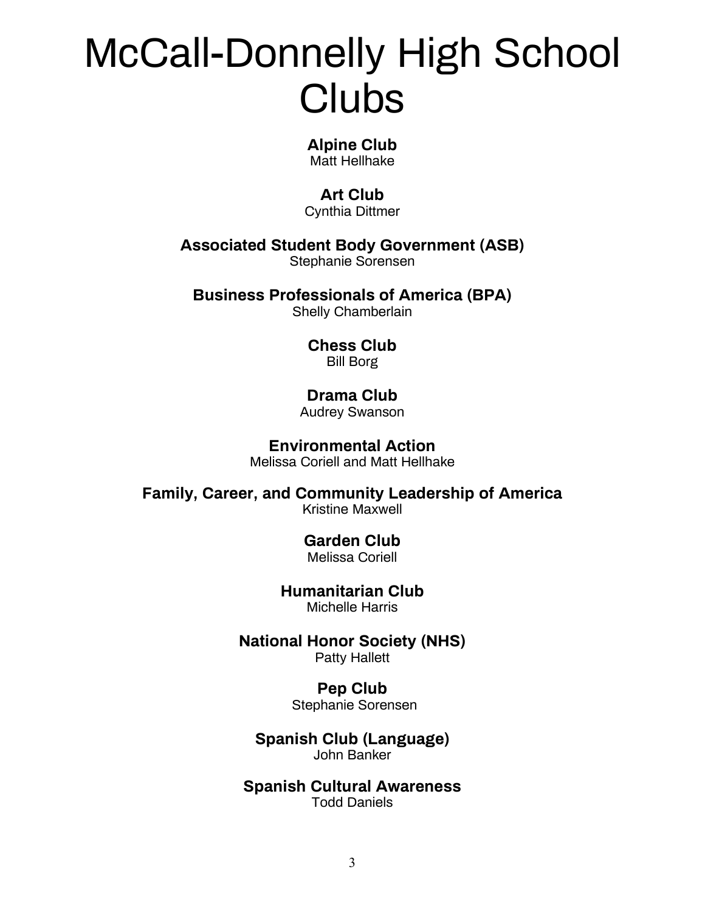# McCall-Donnelly High School Clubs

**Alpine Club**
Matt Hellhake

**Art Club**
Cynthia Dittmer

**Associated Student Body Government (ASB)**
Stephanie Sorensen

**Business Professionals of America (BPA)**
Shelly Chamberlain

**Chess Club**
Bill Borg

**Drama Club**
Audrey Swanson

**Environmental Action**
Melissa Coriell and Matt Hellhake

**Family, Career, and Community Leadership of America**
Kristine Maxwell

**Garden Club**
Melissa Coriell

**Humanitarian Club**
Michelle Harris

**National Honor Society (NHS)**
Patty Hallett

**Pep Club**
Stephanie Sorensen

**Spanish Club (Language)**
John Banker

**Spanish Cultural Awareness**
Todd Daniels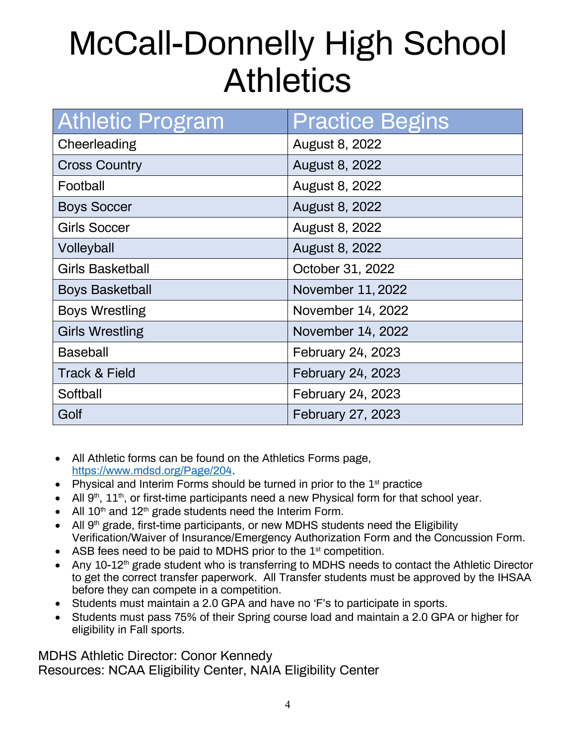# McCall-Donnelly High School Athletics

| Athletic Program | Practice Begins |
|---|---|
| Cheerleading | August 8, 2022 |
| Cross Country | August 8, 2022 |
| Football | August 8, 2022 |
| Boys Soccer | August 8, 2022 |
| Girls Soccer | August 8, 2022 |
| Volleyball | August 8, 2022 |
| Girls Basketball | October 31, 2022 |
| Boys Basketball | November 11, 2022 |
| Boys Wrestling | November 14, 2022 |
| Girls Wrestling | November 14, 2022 |
| Baseball | February 24, 2023 |
| Track & Field | February 24, 2023 |
| Softball | February 24, 2023 |
| Golf | February 27, 2023 |

- All Athletic forms can be found on the Athletics Forms page, [https://www.mdsd.org/Page/204](https://www.mdsd.org/Page/204).
- Physical and Interim Forms should be turned in prior to the 1st practice
- All 9th, 11th, or first-time participants need a new Physical form for that school year.
- All 10th and 12th grade students need the Interim Form.
- All 9th grade, first-time participants, or new MDHS students need the Eligibility Verification/Waiver of Insurance/Emergency Authorization Form and the Concussion Form.
- ASB fees need to be paid to MDHS prior to the 1st competition.
- Any 10-12th grade student who is transferring to MDHS needs to contact the Athletic Director to get the correct transfer paperwork. All Transfer students must be approved by the IHSAA before they can compete in a competition.
- Students must maintain a 2.0 GPA and have no 'F's to participate in sports.
- Students must pass 75% of their Spring course load and maintain a 2.0 GPA or higher for eligibility in Fall sports.

MDHS Athletic Director: Conor Kennedy
Resources: NCAA Eligibility Center, NAIA Eligibility Center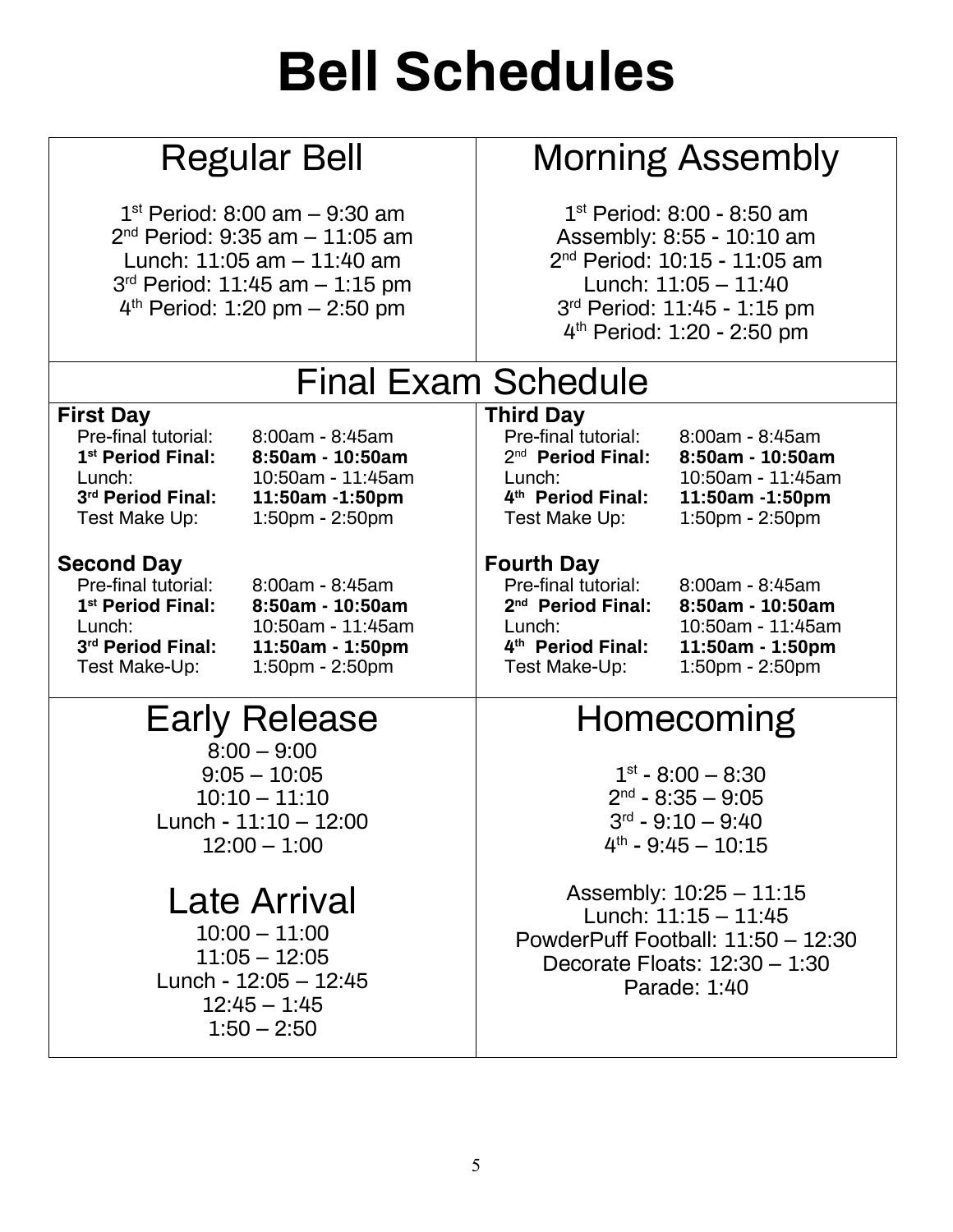# Bell Schedules

## Regular Bell

1st Period: 8:00 am – 9:30 am
2nd Period: 9:35 am – 11:05 am
Lunch: 11:05 am – 11:40 am
3rd Period: 11:45 am – 1:15 pm
4th Period: 1:20 pm – 2:50 pm

## Morning Assembly

1st Period: 8:00 - 8:50 am
Assembly: 8:55 - 10:10 am
2nd Period: 10:15 - 11:05 am
Lunch: 11:05 – 11:40
3rd Period: 11:45 - 1:15 pm
4th Period: 1:20 - 2:50 pm

## Final Exam Schedule

**First Day**

| | |
|---|---|
| Pre-final tutorial: | 8:00am - 8:45am |
| **1st Period Final:** | **8:50am - 10:50am** |
| Lunch: | 10:50am - 11:45am |
| **3rd Period Final:** | **11:50am -1:50pm** |
| Test Make Up: | 1:50pm - 2:50pm |

**Second Day**

| | |
|---|---|
| Pre-final tutorial: | 8:00am - 8:45am |
| **1st Period Final:** | **8:50am - 10:50am** |
| Lunch: | 10:50am - 11:45am |
| **3rd Period Final:** | **11:50am - 1:50pm** |
| Test Make-Up: | 1:50pm - 2:50pm |

**Third Day**

| | |
|---|---|
| Pre-final tutorial: | 8:00am - 8:45am |
| 2nd **Period Final:** | **8:50am - 10:50am** |
| Lunch: | 10:50am - 11:45am |
| **4th Period Final:** | **11:50am -1:50pm** |
| Test Make Up: | 1:50pm - 2:50pm |

**Fourth Day**

| | |
|---|---|
| Pre-final tutorial: | 8:00am - 8:45am |
| **2nd Period Final:** | **8:50am - 10:50am** |
| Lunch: | 10:50am - 11:45am |
| **4th Period Final:** | **11:50am - 1:50pm** |
| Test Make-Up: | 1:50pm - 2:50pm |

## Early Release

8:00 – 9:00
9:05 – 10:05
10:10 – 11:10
Lunch - 11:10 – 12:00
12:00 – 1:00

## Late Arrival

10:00 – 11:00
11:05 – 12:05
Lunch - 12:05 – 12:45
12:45 – 1:45
1:50 – 2:50

## Homecoming

1st - 8:00 – 8:30
2nd - 8:35 – 9:05
3rd - 9:10 – 9:40
4th - 9:45 – 10:15

Assembly: 10:25 – 11:15
Lunch: 11:15 – 11:45
PowderPuff Football: 11:50 – 12:30
Decorate Floats: 12:30 – 1:30
Parade: 1:40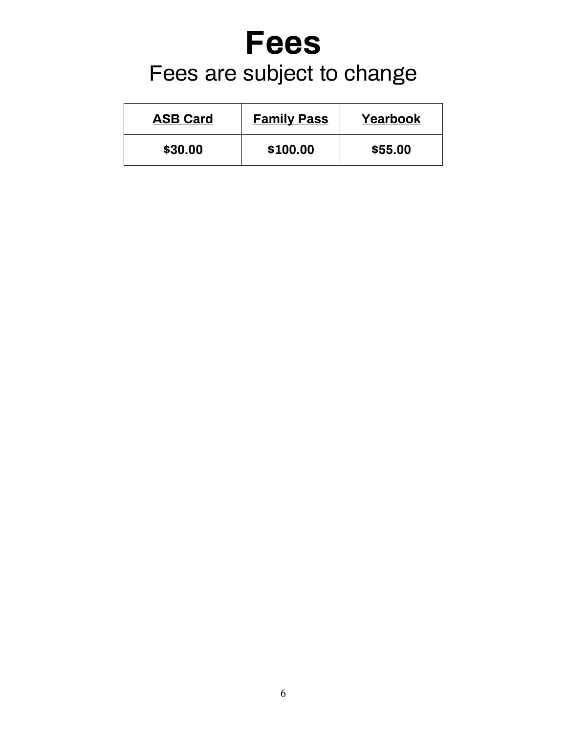# Fees

Fees are subject to change

| ASB Card | Family Pass | Yearbook |
|---|---|---|
| **$30.00** | **$100.00** | **$55.00** |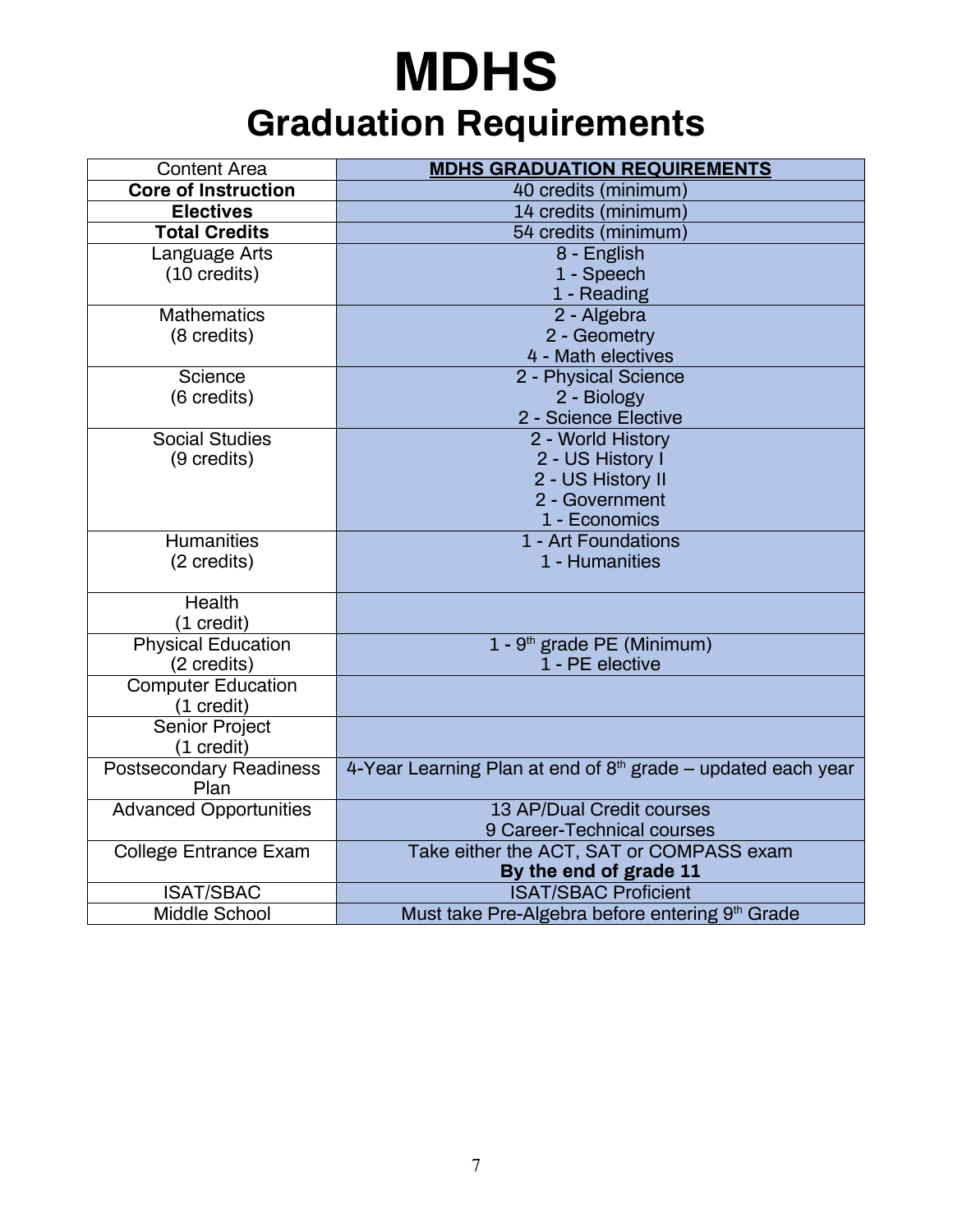# MDHS

## Graduation Requirements

| Content Area | MDHS GRADUATION REQUIREMENTS |
|---|---|
| **Core of Instruction** | 40 credits (minimum) |
| **Electives** | 14 credits (minimum) |
| **Total Credits** | 54 credits (minimum) |
| Language Arts (10 credits) | 8 - English<br>1 - Speech<br>1 - Reading |
| Mathematics (8 credits) | 2 - Algebra<br>2 - Geometry<br>4 - Math electives |
| Science (6 credits) | 2 - Physical Science<br>2 - Biology<br>2 - Science Elective |
| Social Studies (9 credits) | 2 - World History<br>2 - US History I<br>2 - US History II<br>2 - Government<br>1 - Economics |
| Humanities (2 credits) | 1 - Art Foundations<br>1 - Humanities |
| Health (1 credit) | |
| Physical Education (2 credits) | 1 - 9th grade PE (Minimum)<br>1 - PE elective |
| Computer Education (1 credit) | |
| Senior Project (1 credit) | |
| Postsecondary Readiness Plan | 4-Year Learning Plan at end of 8th grade – updated each year |
| Advanced Opportunities | 13 AP/Dual Credit courses<br>9 Career-Technical courses |
| College Entrance Exam | Take either the ACT, SAT or COMPASS exam<br>**By the end of grade 11** |
| ISAT/SBAC | ISAT/SBAC Proficient |
| Middle School | Must take Pre-Algebra before entering 9th Grade |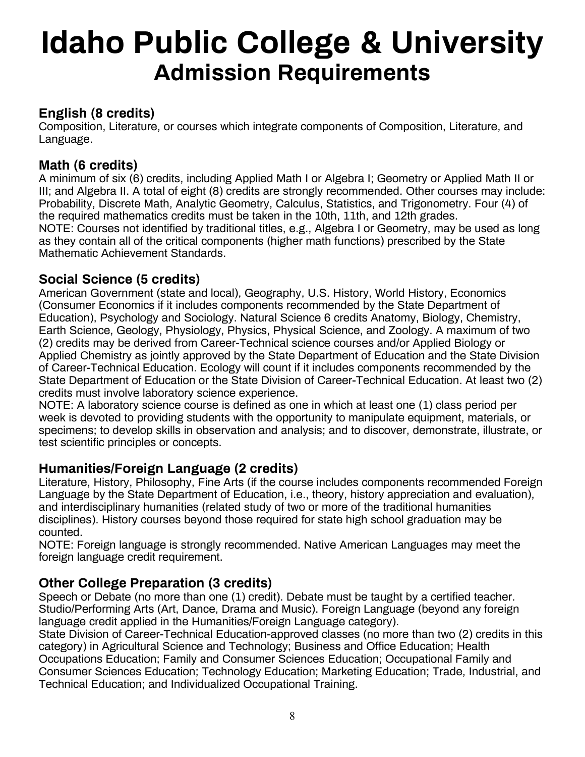# Idaho Public College & University
## Admission Requirements

### English (8 credits)

Composition, Literature, or courses which integrate components of Composition, Literature, and Language.

### Math (6 credits)

A minimum of six (6) credits, including Applied Math I or Algebra I; Geometry or Applied Math II or III; and Algebra II. A total of eight (8) credits are strongly recommended. Other courses may include: Probability, Discrete Math, Analytic Geometry, Calculus, Statistics, and Trigonometry. Four (4) of the required mathematics credits must be taken in the 10th, 11th, and 12th grades.
NOTE: Courses not identified by traditional titles, e.g., Algebra I or Geometry, may be used as long as they contain all of the critical components (higher math functions) prescribed by the State Mathematic Achievement Standards.

### Social Science (5 credits)

American Government (state and local), Geography, U.S. History, World History, Economics (Consumer Economics if it includes components recommended by the State Department of Education), Psychology and Sociology. Natural Science 6 credits Anatomy, Biology, Chemistry, Earth Science, Geology, Physiology, Physics, Physical Science, and Zoology. A maximum of two (2) credits may be derived from Career-Technical science courses and/or Applied Biology or Applied Chemistry as jointly approved by the State Department of Education and the State Division of Career-Technical Education. Ecology will count if it includes components recommended by the State Department of Education or the State Division of Career-Technical Education. At least two (2) credits must involve laboratory science experience.
NOTE: A laboratory science course is defined as one in which at least one (1) class period per week is devoted to providing students with the opportunity to manipulate equipment, materials, or specimens; to develop skills in observation and analysis; and to discover, demonstrate, illustrate, or test scientific principles or concepts.

### Humanities/Foreign Language (2 credits)

Literature, History, Philosophy, Fine Arts (if the course includes components recommended Foreign Language by the State Department of Education, i.e., theory, history appreciation and evaluation), and interdisciplinary humanities (related study of two or more of the traditional humanities disciplines). History courses beyond those required for state high school graduation may be counted.
NOTE: Foreign language is strongly recommended. Native American Languages may meet the foreign language credit requirement.

### Other College Preparation (3 credits)

Speech or Debate (no more than one (1) credit). Debate must be taught by a certified teacher. Studio/Performing Arts (Art, Dance, Drama and Music). Foreign Language (beyond any foreign language credit applied in the Humanities/Foreign Language category).
State Division of Career-Technical Education-approved classes (no more than two (2) credits in this category) in Agricultural Science and Technology; Business and Office Education; Health Occupations Education; Family and Consumer Sciences Education; Occupational Family and Consumer Sciences Education; Technology Education; Marketing Education; Trade, Industrial, and Technical Education; and Individualized Occupational Training.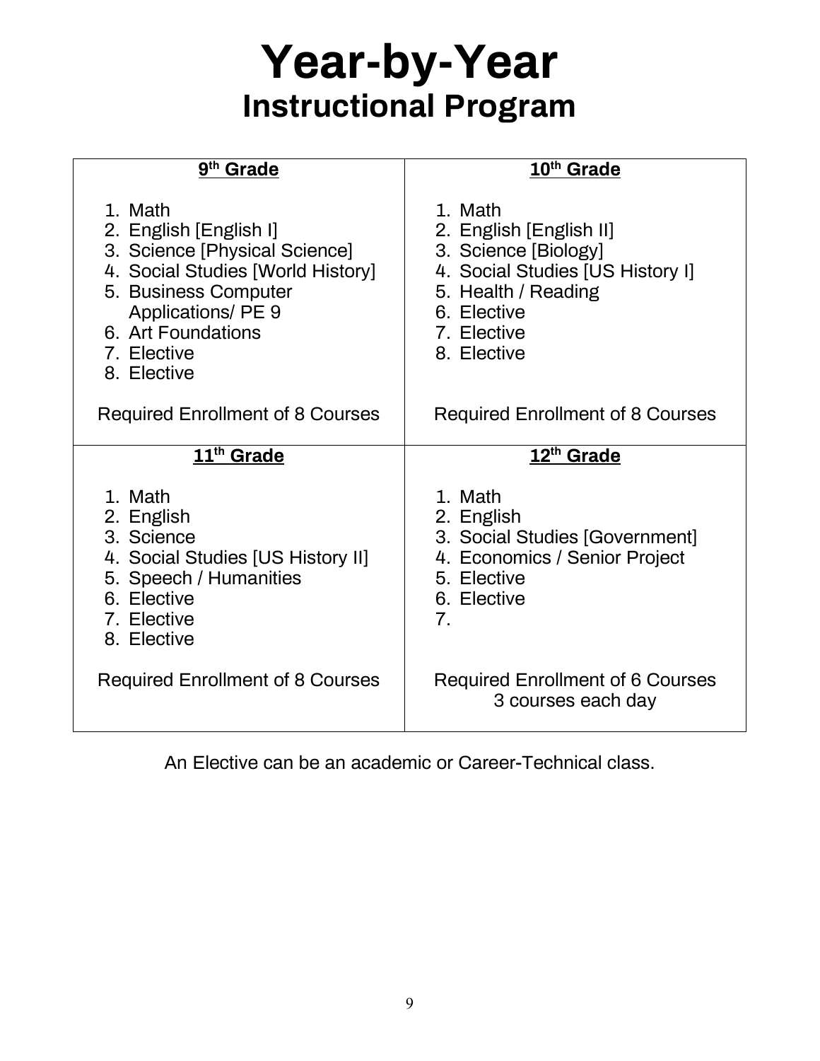# Year-by-Year
## Instructional Program

| 9th Grade | 10th Grade |
| --- | --- |
| 1. Math<br>2. English [English I]<br>3. Science [Physical Science]<br>4. Social Studies [World History]<br>5. Business Computer Applications/ PE 9<br>6. Art Foundations<br>7. Elective<br>8. Elective<br><br>Required Enrollment of 8 Courses | 1. Math<br>2. English [English II]<br>3. Science [Biology]<br>4. Social Studies [US History I]<br>5. Health / Reading<br>6. Elective<br>7. Elective<br>8. Elective<br><br>Required Enrollment of 8 Courses |
| **11th Grade** | **12th Grade** |
| 1. Math<br>2. English<br>3. Science<br>4. Social Studies [US History II]<br>5. Speech / Humanities<br>6. Elective<br>7. Elective<br>8. Elective<br><br>Required Enrollment of 8 Courses | 1. Math<br>2. English<br>3. Social Studies [Government]<br>4. Economics / Senior Project<br>5. Elective<br>6. Elective<br>7.<br><br>Required Enrollment of 6 Courses<br>3 courses each day |

An Elective can be an academic or Career-Technical class.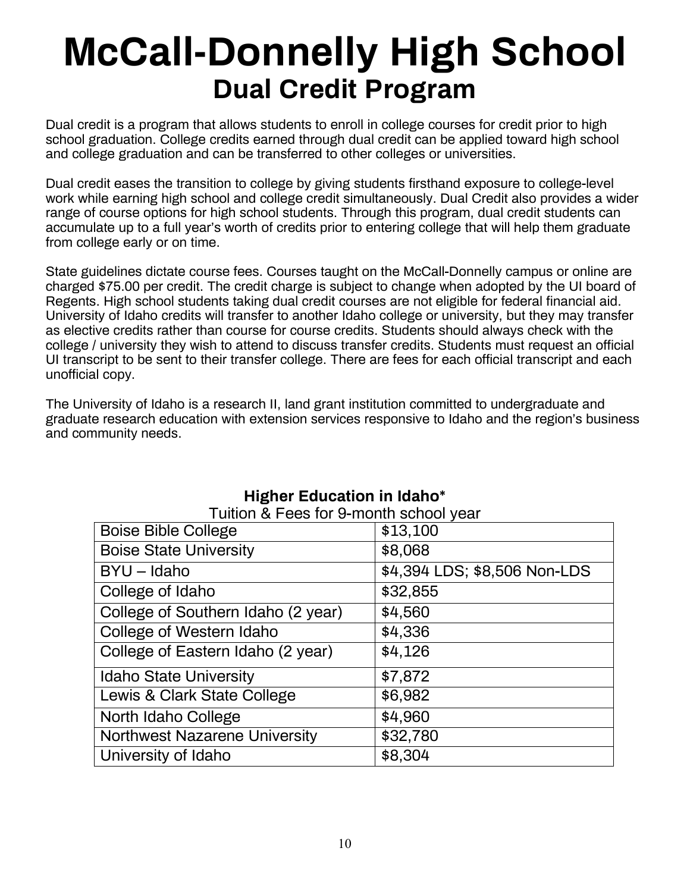# McCall-Donnelly High School

## Dual Credit Program

Dual credit is a program that allows students to enroll in college courses for credit prior to high school graduation. College credits earned through dual credit can be applied toward high school and college graduation and can be transferred to other colleges or universities.

Dual credit eases the transition to college by giving students firsthand exposure to college-level work while earning high school and college credit simultaneously. Dual Credit also provides a wider range of course options for high school students. Through this program, dual credit students can accumulate up to a full year's worth of credits prior to entering college that will help them graduate from college early or on time.

State guidelines dictate course fees. Courses taught on the McCall-Donnelly campus or online are charged $75.00 per credit. The credit charge is subject to change when adopted by the UI board of Regents. High school students taking dual credit courses are not eligible for federal financial aid. University of Idaho credits will transfer to another Idaho college or university, but they may transfer as elective credits rather than course for course credits. Students should always check with the college / university they wish to attend to discuss transfer credits. Students must request an official UI transcript to be sent to their transfer college. There are fees for each official transcript and each unofficial copy.

The University of Idaho is a research II, land grant institution committed to undergraduate and graduate research education with extension services responsive to Idaho and the region's business and community needs.

**Higher Education in Idaho***

Tuition & Fees for 9-month school year

| Institution | Tuition & Fees |
| --- | --- |
| Boise Bible College | $13,100 |
| Boise State University | $8,068 |
| BYU – Idaho | $4,394 LDS; $8,506 Non-LDS |
| College of Idaho | $32,855 |
| College of Southern Idaho (2 year) | $4,560 |
| College of Western Idaho | $4,336 |
| College of Eastern Idaho (2 year) | $4,126 |
| Idaho State University | $7,872 |
| Lewis & Clark State College | $6,982 |
| North Idaho College | $4,960 |
| Northwest Nazarene University | $32,780 |
| University of Idaho | $8,304 |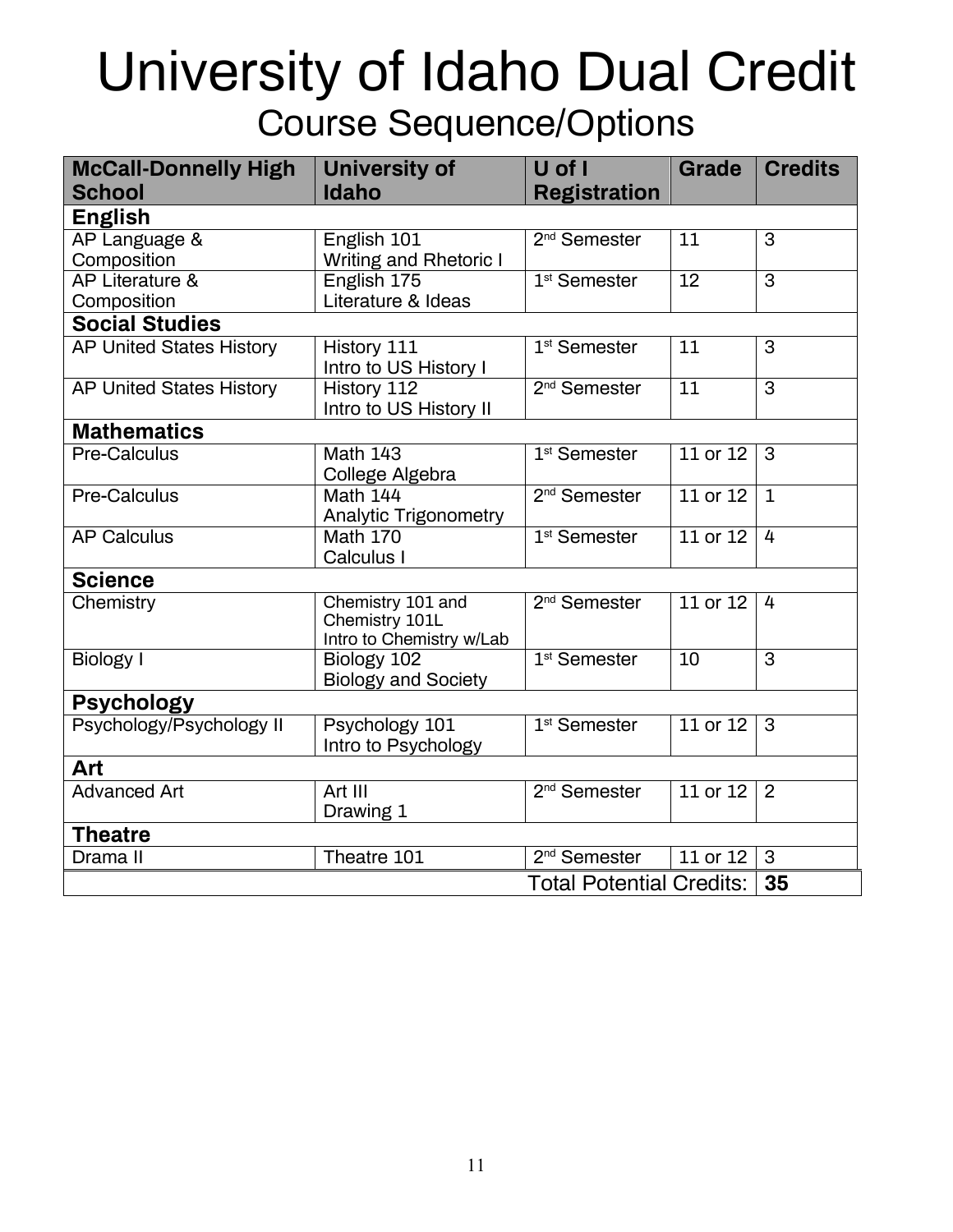# University of Idaho Dual Credit

## Course Sequence/Options

| McCall-Donnelly High School | University of Idaho | U of I Registration | Grade | Credits |
|---|---|---|---|---|
| **English** | | | | |
| AP Language & Composition | English 101 Writing and Rhetoric I | 2nd Semester | 11 | 3 |
| AP Literature & Composition | English 175 Literature & Ideas | 1st Semester | 12 | 3 |
| **Social Studies** | | | | |
| AP United States History | History 111 Intro to US History I | 1st Semester | 11 | 3 |
| AP United States History | History 112 Intro to US History II | 2nd Semester | 11 | 3 |
| **Mathematics** | | | | |
| Pre-Calculus | Math 143 College Algebra | 1st Semester | 11 or 12 | 3 |
| Pre-Calculus | Math 144 Analytic Trigonometry | 2nd Semester | 11 or 12 | 1 |
| AP Calculus | Math 170 Calculus I | 1st Semester | 11 or 12 | 4 |
| **Science** | | | | |
| Chemistry | Chemistry 101 and Chemistry 101L Intro to Chemistry w/Lab | 2nd Semester | 11 or 12 | 4 |
| Biology I | Biology 102 Biology and Society | 1st Semester | 10 | 3 |
| **Psychology** | | | | |
| Psychology/Psychology II | Psychology 101 Intro to Psychology | 1st Semester | 11 or 12 | 3 |
| **Art** | | | | |
| Advanced Art | Art III Drawing 1 | 2nd Semester | 11 or 12 | 2 |
| **Theatre** | | | | |
| Drama II | Theatre 101 | 2nd Semester | 11 or 12 | 3 |
| | | | Total Potential Credits: | **35** |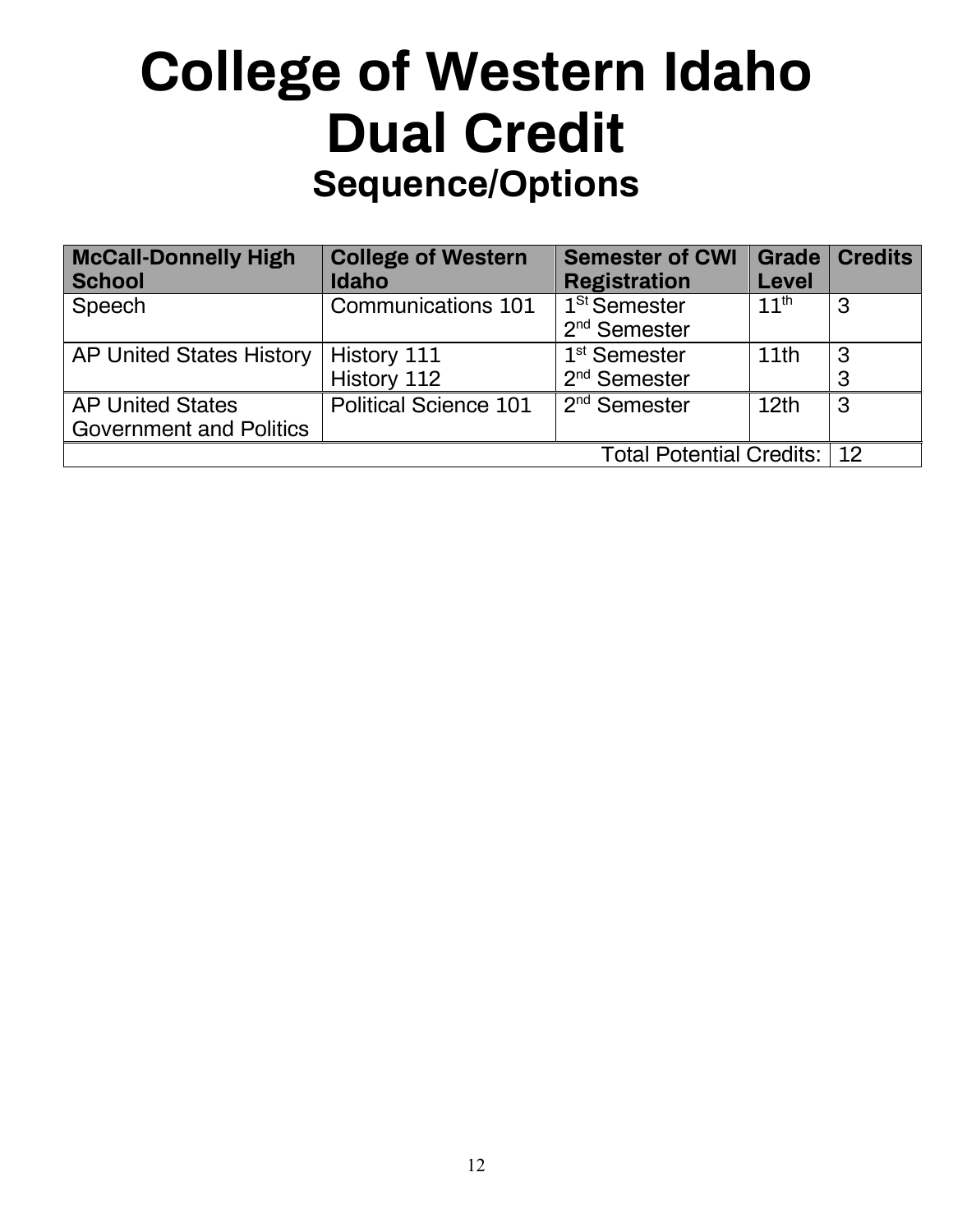# College of Western Idaho Dual Credit

## Sequence/Options

| McCall-Donnelly High School | College of Western Idaho | Semester of CWI Registration | Grade Level | Credits |
|---|---|---|---|---|
| Speech | Communications 101 | 1st Semester<br>2nd Semester | 11th | 3 |
| AP United States History | History 111<br>History 112 | 1st Semester<br>2nd Semester | 11th | 3<br>3 |
| AP United States Government and Politics | Political Science 101 | 2nd Semester | 12th | 3 |
| | | | Total Potential Credits: | 12 |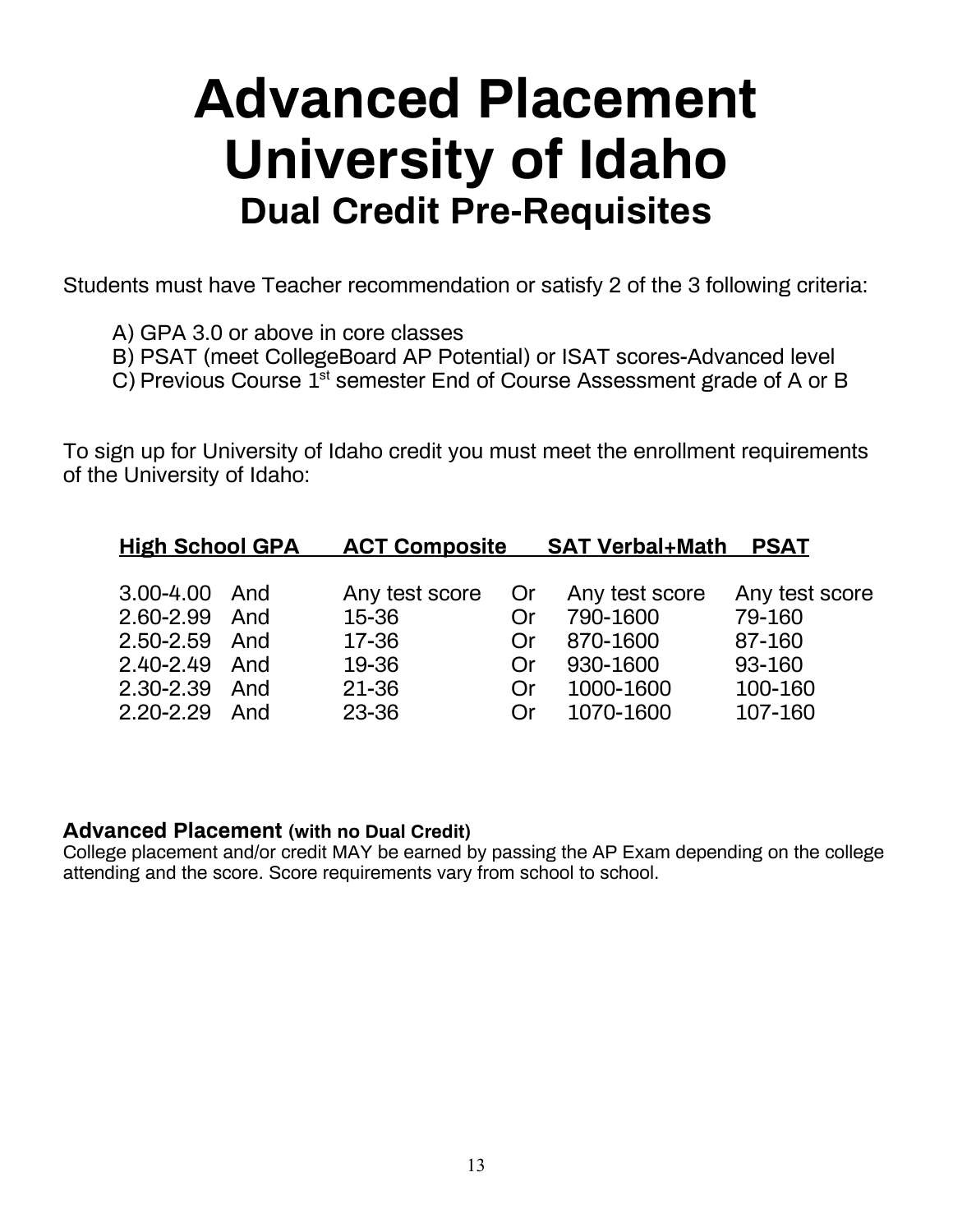# Advanced Placement University of Idaho

## Dual Credit Pre-Requisites

Students must have Teacher recommendation or satisfy 2 of the 3 following criteria:

A) GPA 3.0 or above in core classes
B) PSAT (meet CollegeBoard AP Potential) or ISAT scores-Advanced level
C) Previous Course 1st semester End of Course Assessment grade of A or B

To sign up for University of Idaho credit you must meet the enrollment requirements of the University of Idaho:

| High School GPA | | ACT Composite | | SAT Verbal+Math | PSAT |
|---|---|---|---|---|---|
| 3.00-4.00 | And | Any test score | Or | Any test score | Any test score |
| 2.60-2.99 | And | 15-36 | Or | 790-1600 | 79-160 |
| 2.50-2.59 | And | 17-36 | Or | 870-1600 | 87-160 |
| 2.40-2.49 | And | 19-36 | Or | 930-1600 | 93-160 |
| 2.30-2.39 | And | 21-36 | Or | 1000-1600 | 100-160 |
| 2.20-2.29 | And | 23-36 | Or | 1070-1600 | 107-160 |

### Advanced Placement (with no Dual Credit)

College placement and/or credit MAY be earned by passing the AP Exam depending on the college attending and the score. Score requirements vary from school to school.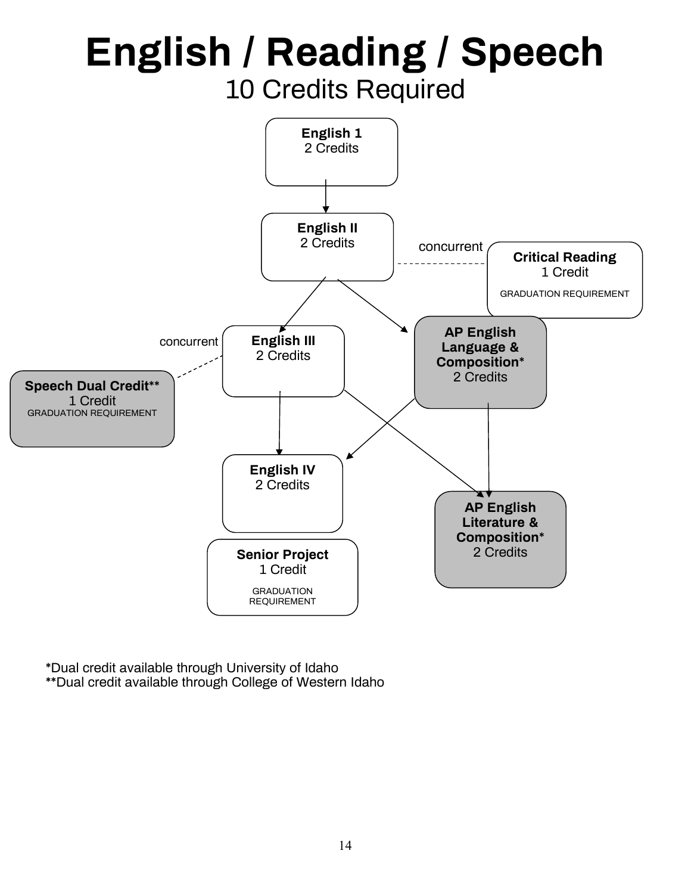# English / Reading / Speech

10 Credits Required

**English 1**
2 Credits

**English II**
2 Credits

concurrent

**Critical Reading**
1 Credit
GRADUATION REQUIREMENT

concurrent

**English III**
2 Credits

**AP English Language & Composition***
2 Credits

**Speech Dual Credit****
1 Credit
GRADUATION REQUIREMENT

**English IV**
2 Credits

**AP English Literature & Composition***
2 Credits

**Senior Project**
1 Credit
GRADUATION REQUIREMENT

*Dual credit available through University of Idaho
**Dual credit available through College of Western Idaho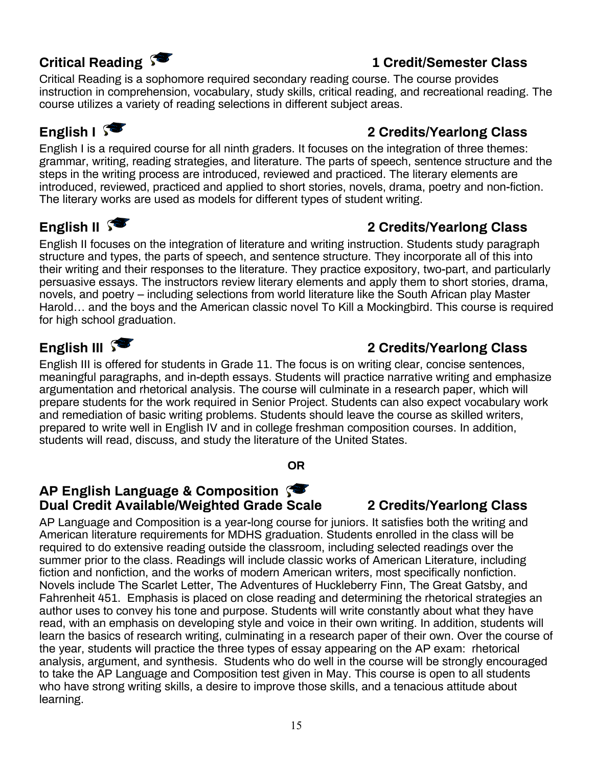## Critical Reading — 1 Credit/Semester Class

Critical Reading is a sophomore required secondary reading course. The course provides instruction in comprehension, vocabulary, study skills, critical reading, and recreational reading. The course utilizes a variety of reading selections in different subject areas.

## English I — 2 Credits/Yearlong Class

English I is a required course for all ninth graders. It focuses on the integration of three themes: grammar, writing, reading strategies, and literature. The parts of speech, sentence structure and the steps in the writing process are introduced, reviewed and practiced. The literary elements are introduced, reviewed, practiced and applied to short stories, novels, drama, poetry and non-fiction. The literary works are used as models for different types of student writing.

## English II — 2 Credits/Yearlong Class

English II focuses on the integration of literature and writing instruction. Students study paragraph structure and types, the parts of speech, and sentence structure. They incorporate all of this into their writing and their responses to the literature. They practice expository, two-part, and particularly persuasive essays. The instructors review literary elements and apply them to short stories, drama, novels, and poetry – including selections from world literature like the South African play Master Harold… and the boys and the American classic novel To Kill a Mockingbird. This course is required for high school graduation.

## English III — 2 Credits/Yearlong Class

English III is offered for students in Grade 11. The focus is on writing clear, concise sentences, meaningful paragraphs, and in-depth essays. Students will practice narrative writing and emphasize argumentation and rhetorical analysis. The course will culminate in a research paper, which will prepare students for the work required in Senior Project. Students can also expect vocabulary work and remediation of basic writing problems. Students should leave the course as skilled writers, prepared to write well in English IV and in college freshman composition courses. In addition, students will read, discuss, and study the literature of the United States.

**OR**

## AP English Language & Composition
**Dual Credit Available/Weighted Grade Scale — 2 Credits/Yearlong Class**

AP Language and Composition is a year-long course for juniors. It satisfies both the writing and American literature requirements for MDHS graduation. Students enrolled in the class will be required to do extensive reading outside the classroom, including selected readings over the summer prior to the class. Readings will include classic works of American Literature, including fiction and nonfiction, and the works of modern American writers, most specifically nonfiction. Novels include The Scarlet Letter, The Adventures of Huckleberry Finn, The Great Gatsby, and Fahrenheit 451. Emphasis is placed on close reading and determining the rhetorical strategies an author uses to convey his tone and purpose. Students will write constantly about what they have read, with an emphasis on developing style and voice in their own writing. In addition, students will learn the basics of research writing, culminating in a research paper of their own. Over the course of the year, students will practice the three types of essay appearing on the AP exam: rhetorical analysis, argument, and synthesis. Students who do well in the course will be strongly encouraged to take the AP Language and Composition test given in May. This course is open to all students who have strong writing skills, a desire to improve those skills, and a tenacious attitude about learning.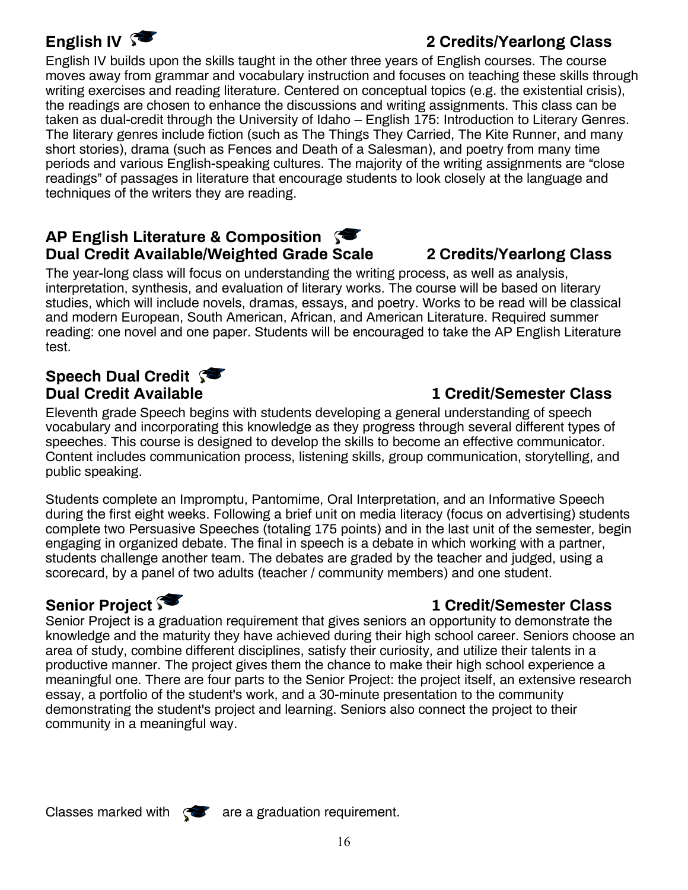## English IV 🎓 — 2 Credits/Yearlong Class

English IV builds upon the skills taught in the other three years of English courses. The course moves away from grammar and vocabulary instruction and focuses on teaching these skills through writing exercises and reading literature. Centered on conceptual topics (e.g. the existential crisis), the readings are chosen to enhance the discussions and writing assignments. This class can be taken as dual-credit through the University of Idaho – English 175: Introduction to Literary Genres. The literary genres include fiction (such as The Things They Carried, The Kite Runner, and many short stories), drama (such as Fences and Death of a Salesman), and poetry from many time periods and various English-speaking cultures. The majority of the writing assignments are "close readings" of passages in literature that encourage students to look closely at the language and techniques of the writers they are reading.

## AP English Literature & Composition 🎓

**Dual Credit Available/Weighted Grade Scale — 2 Credits/Yearlong Class**

The year-long class will focus on understanding the writing process, as well as analysis, interpretation, synthesis, and evaluation of literary works. The course will be based on literary studies, which will include novels, dramas, essays, and poetry. Works to be read will be classical and modern European, South American, African, and American Literature. Required summer reading: one novel and one paper. Students will be encouraged to take the AP English Literature test.

## Speech Dual Credit 🎓

**Dual Credit Available — 1 Credit/Semester Class**

Eleventh grade Speech begins with students developing a general understanding of speech vocabulary and incorporating this knowledge as they progress through several different types of speeches. This course is designed to develop the skills to become an effective communicator. Content includes communication process, listening skills, group communication, storytelling, and public speaking.

Students complete an Impromptu, Pantomime, Oral Interpretation, and an Informative Speech during the first eight weeks. Following a brief unit on media literacy (focus on advertising) students complete two Persuasive Speeches (totaling 175 points) and in the last unit of the semester, begin engaging in organized debate. The final in speech is a debate in which working with a partner, students challenge another team. The debates are graded by the teacher and judged, using a scorecard, by a panel of two adults (teacher / community members) and one student.

## Senior Project 🎓 — 1 Credit/Semester Class

Senior Project is a graduation requirement that gives seniors an opportunity to demonstrate the knowledge and the maturity they have achieved during their high school career. Seniors choose an area of study, combine different disciplines, satisfy their curiosity, and utilize their talents in a productive manner. The project gives them the chance to make their high school experience a meaningful one. There are four parts to the Senior Project: the project itself, an extensive research essay, a portfolio of the student's work, and a 30-minute presentation to the community demonstrating the student's project and learning. Seniors also connect the project to their community in a meaningful way.

Classes marked with 🎓 are a graduation requirement.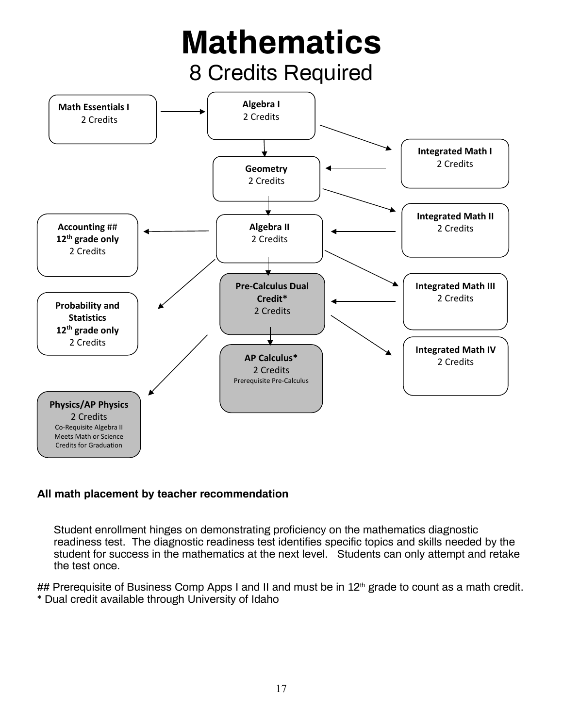# Mathematics

## 8 Credits Required

**Math Essentials I**
2 Credits

**Algebra I**
2 Credits

**Integrated Math I**
2 Credits

**Geometry**
2 Credits

**Integrated Math II**
2 Credits

**Accounting ##**
**12th grade only**
2 Credits

**Algebra II**
2 Credits

**Pre-Calculus Dual Credit***
2 Credits

**Integrated Math III**
2 Credits

**Probability and Statistics**
**12th grade only**
2 Credits

**AP Calculus***
2 Credits
Prerequisite Pre-Calculus

**Integrated Math IV**
2 Credits

**Physics/AP Physics**
2 Credits
Co-Requisite Algebra II
Meets Math or Science Credits for Graduation

**All math placement by teacher recommendation**

Student enrollment hinges on demonstrating proficiency on the mathematics diagnostic readiness test. The diagnostic readiness test identifies specific topics and skills needed by the student for success in the mathematics at the next level. Students can only attempt and retake the test once.

## Prerequisite of Business Comp Apps I and II and must be in 12th grade to count as a math credit.
* Dual credit available through University of Idaho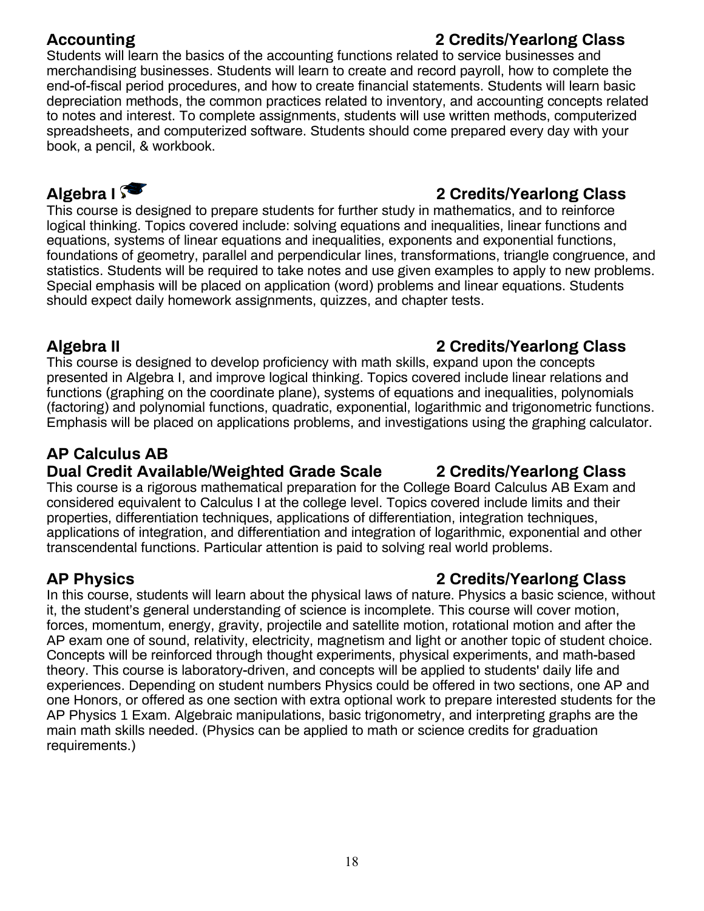## Accounting — 2 Credits/Yearlong Class

Students will learn the basics of the accounting functions related to service businesses and merchandising businesses. Students will learn to create and record payroll, how to complete the end-of-fiscal period procedures, and how to create financial statements. Students will learn basic depreciation methods, the common practices related to inventory, and accounting concepts related to notes and interest. To complete assignments, students will use written methods, computerized spreadsheets, and computerized software. Students should come prepared every day with your book, a pencil, & workbook.

## Algebra I — 2 Credits/Yearlong Class

This course is designed to prepare students for further study in mathematics, and to reinforce logical thinking. Topics covered include: solving equations and inequalities, linear functions and equations, systems of linear equations and inequalities, exponents and exponential functions, foundations of geometry, parallel and perpendicular lines, transformations, triangle congruence, and statistics. Students will be required to take notes and use given examples to apply to new problems. Special emphasis will be placed on application (word) problems and linear equations. Students should expect daily homework assignments, quizzes, and chapter tests.

## Algebra II — 2 Credits/Yearlong Class

This course is designed to develop proficiency with math skills, expand upon the concepts presented in Algebra I, and improve logical thinking. Topics covered include linear relations and functions (graphing on the coordinate plane), systems of equations and inequalities, polynomials (factoring) and polynomial functions, quadratic, exponential, logarithmic and trigonometric functions. Emphasis will be placed on applications problems, and investigations using the graphing calculator.

## AP Calculus AB
### Dual Credit Available/Weighted Grade Scale — 2 Credits/Yearlong Class

This course is a rigorous mathematical preparation for the College Board Calculus AB Exam and considered equivalent to Calculus I at the college level. Topics covered include limits and their properties, differentiation techniques, applications of differentiation, integration techniques, applications of integration, and differentiation and integration of logarithmic, exponential and other transcendental functions. Particular attention is paid to solving real world problems.

## AP Physics — 2 Credits/Yearlong Class

In this course, students will learn about the physical laws of nature. Physics a basic science, without it, the student's general understanding of science is incomplete. This course will cover motion, forces, momentum, energy, gravity, projectile and satellite motion, rotational motion and after the AP exam one of sound, relativity, electricity, magnetism and light or another topic of student choice. Concepts will be reinforced through thought experiments, physical experiments, and math-based theory. This course is laboratory-driven, and concepts will be applied to students' daily life and experiences. Depending on student numbers Physics could be offered in two sections, one AP and one Honors, or offered as one section with extra optional work to prepare interested students for the AP Physics 1 Exam. Algebraic manipulations, basic trigonometry, and interpreting graphs are the main math skills needed. (Physics can be applied to math or science credits for graduation requirements.)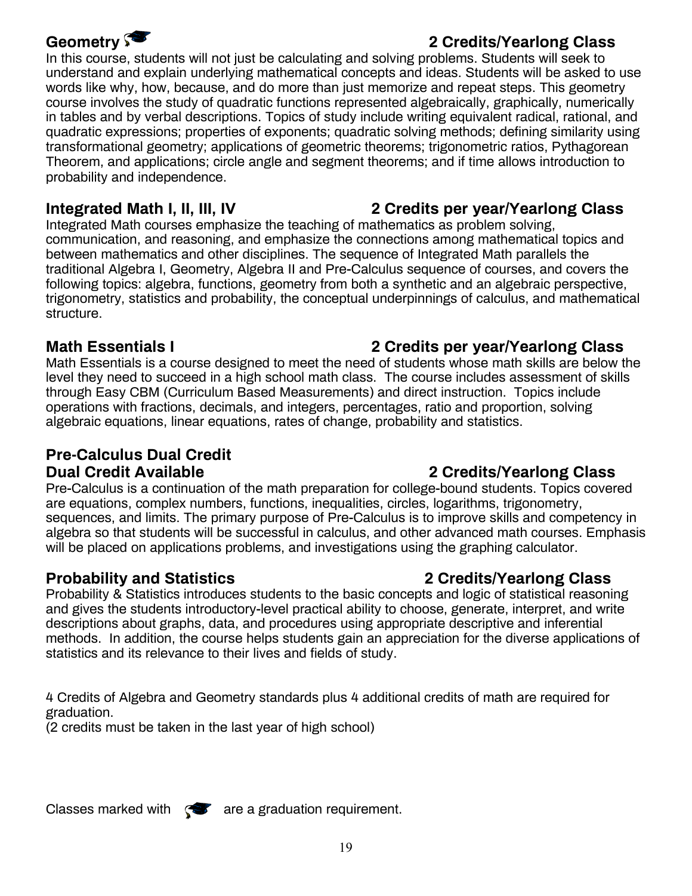## Geometry — 2 Credits/Yearlong Class

In this course, students will not just be calculating and solving problems. Students will seek to understand and explain underlying mathematical concepts and ideas. Students will be asked to use words like why, how, because, and do more than just memorize and repeat steps. This geometry course involves the study of quadratic functions represented algebraically, graphically, numerically in tables and by verbal descriptions. Topics of study include writing equivalent radical, rational, and quadratic expressions; properties of exponents; quadratic solving methods; defining similarity using transformational geometry; applications of geometric theorems; trigonometric ratios, Pythagorean Theorem, and applications; circle angle and segment theorems; and if time allows introduction to probability and independence.

## Integrated Math I, II, III, IV — 2 Credits per year/Yearlong Class

Integrated Math courses emphasize the teaching of mathematics as problem solving, communication, and reasoning, and emphasize the connections among mathematical topics and between mathematics and other disciplines. The sequence of Integrated Math parallels the traditional Algebra I, Geometry, Algebra II and Pre-Calculus sequence of courses, and covers the following topics: algebra, functions, geometry from both a synthetic and an algebraic perspective, trigonometry, statistics and probability, the conceptual underpinnings of calculus, and mathematical structure.

## Math Essentials I — 2 Credits per year/Yearlong Class

Math Essentials is a course designed to meet the need of students whose math skills are below the level they need to succeed in a high school math class. The course includes assessment of skills through Easy CBM (Curriculum Based Measurements) and direct instruction. Topics include operations with fractions, decimals, and integers, percentages, ratio and proportion, solving algebraic equations, linear equations, rates of change, probability and statistics.

## Pre-Calculus Dual Credit

**Dual Credit Available — 2 Credits/Yearlong Class**

Pre-Calculus is a continuation of the math preparation for college-bound students. Topics covered are equations, complex numbers, functions, inequalities, circles, logarithms, trigonometry, sequences, and limits. The primary purpose of Pre-Calculus is to improve skills and competency in algebra so that students will be successful in calculus, and other advanced math courses. Emphasis will be placed on applications problems, and investigations using the graphing calculator.

## Probability and Statistics — 2 Credits/Yearlong Class

Probability & Statistics introduces students to the basic concepts and logic of statistical reasoning and gives the students introductory-level practical ability to choose, generate, interpret, and write descriptions about graphs, data, and procedures using appropriate descriptive and inferential methods. In addition, the course helps students gain an appreciation for the diverse applications of statistics and its relevance to their lives and fields of study.

4 Credits of Algebra and Geometry standards plus 4 additional credits of math are required for graduation.
(2 credits must be taken in the last year of high school)

Classes marked with 🎓 are a graduation requirement.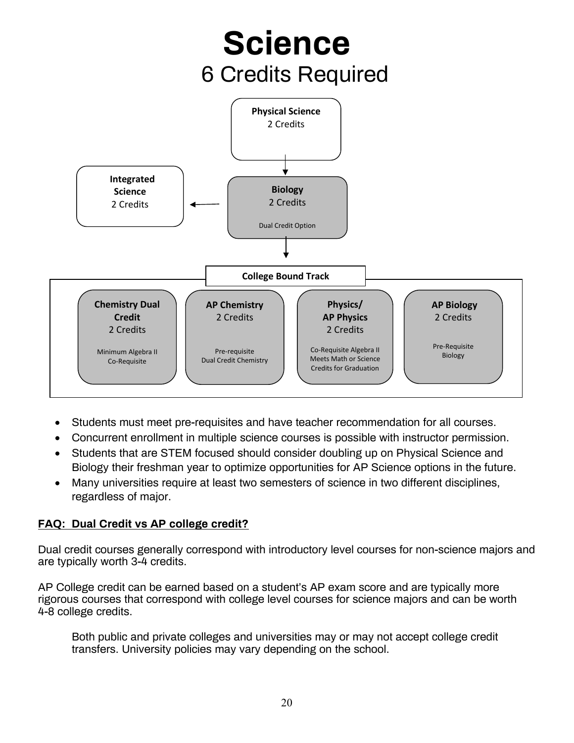# Science

## 6 Credits Required

**Physical Science**
2 Credits

**Biology**
2 Credits
Dual Credit Option

**Integrated Science**
2 Credits

**College Bound Track**

**Chemistry Dual Credit**
2 Credits
Minimum Algebra II Co-Requisite

**AP Chemistry**
2 Credits
Pre-requisite Dual Credit Chemistry

**Physics/ AP Physics**
2 Credits
Co-Requisite Algebra II
Meets Math or Science Credits for Graduation

**AP Biology**
2 Credits
Pre-Requisite Biology

- Students must meet pre-requisites and have teacher recommendation for all courses.
- Concurrent enrollment in multiple science courses is possible with instructor permission.
- Students that are STEM focused should consider doubling up on Physical Science and Biology their freshman year to optimize opportunities for AP Science options in the future.
- Many universities require at least two semesters of science in two different disciplines, regardless of major.

**FAQ: Dual Credit vs AP college credit?**

Dual credit courses generally correspond with introductory level courses for non-science majors and are typically worth 3-4 credits.

AP College credit can be earned based on a student's AP exam score and are typically more rigorous courses that correspond with college level courses for science majors and can be worth 4-8 college credits.

Both public and private colleges and universities may or may not accept college credit transfers. University policies may vary depending on the school.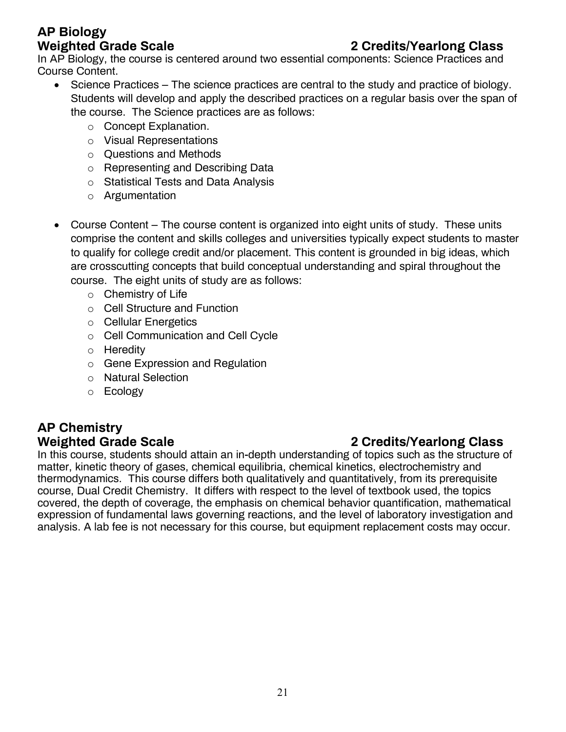## AP Biology

**Weighted Grade Scale** **2 Credits/Yearlong Class**

In AP Biology, the course is centered around two essential components: Science Practices and Course Content.

- Science Practices – The science practices are central to the study and practice of biology. Students will develop and apply the described practices on a regular basis over the span of the course. The Science practices are as follows:
    - Concept Explanation.
    - Visual Representations
    - Questions and Methods
    - Representing and Describing Data
    - Statistical Tests and Data Analysis
    - Argumentation
- Course Content – The course content is organized into eight units of study. These units comprise the content and skills colleges and universities typically expect students to master to qualify for college credit and/or placement. This content is grounded in big ideas, which are crosscutting concepts that build conceptual understanding and spiral throughout the course. The eight units of study are as follows:
    - Chemistry of Life
    - Cell Structure and Function
    - Cellular Energetics
    - Cell Communication and Cell Cycle
    - Heredity
    - Gene Expression and Regulation
    - Natural Selection
    - Ecology

## AP Chemistry

**Weighted Grade Scale** **2 Credits/Yearlong Class**

In this course, students should attain an in-depth understanding of topics such as the structure of matter, kinetic theory of gases, chemical equilibria, chemical kinetics, electrochemistry and thermodynamics. This course differs both qualitatively and quantitatively, from its prerequisite course, Dual Credit Chemistry. It differs with respect to the level of textbook used, the topics covered, the depth of coverage, the emphasis on chemical behavior quantification, mathematical expression of fundamental laws governing reactions, and the level of laboratory investigation and analysis. A lab fee is not necessary for this course, but equipment replacement costs may occur.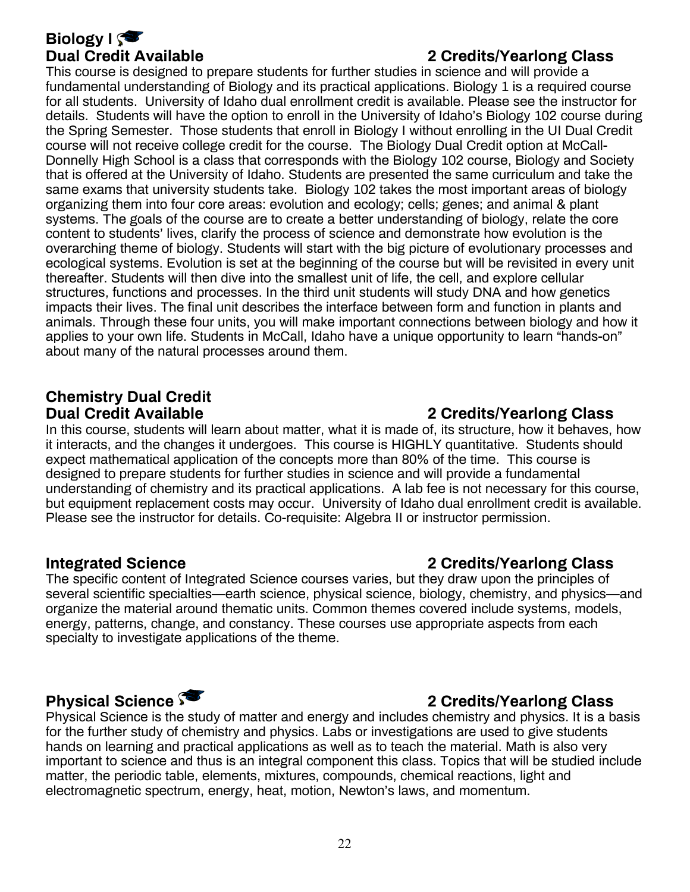## Biology I

**Dual Credit Available** **2 Credits/Yearlong Class**

This course is designed to prepare students for further studies in science and will provide a fundamental understanding of Biology and its practical applications. Biology 1 is a required course for all students. University of Idaho dual enrollment credit is available. Please see the instructor for details. Students will have the option to enroll in the University of Idaho's Biology 102 course during the Spring Semester. Those students that enroll in Biology I without enrolling in the UI Dual Credit course will not receive college credit for the course. The Biology Dual Credit option at McCall-Donnelly High School is a class that corresponds with the Biology 102 course, Biology and Society that is offered at the University of Idaho. Students are presented the same curriculum and take the same exams that university students take. Biology 102 takes the most important areas of biology organizing them into four core areas: evolution and ecology; cells; genes; and animal & plant systems. The goals of the course are to create a better understanding of biology, relate the core content to students' lives, clarify the process of science and demonstrate how evolution is the overarching theme of biology. Students will start with the big picture of evolutionary processes and ecological systems. Evolution is set at the beginning of the course but will be revisited in every unit thereafter. Students will then dive into the smallest unit of life, the cell, and explore cellular structures, functions and processes. In the third unit students will study DNA and how genetics impacts their lives. The final unit describes the interface between form and function in plants and animals. Through these four units, you will make important connections between biology and how it applies to your own life. Students in McCall, Idaho have a unique opportunity to learn "hands-on" about many of the natural processes around them.

## Chemistry Dual Credit

**Dual Credit Available** **2 Credits/Yearlong Class**

In this course, students will learn about matter, what it is made of, its structure, how it behaves, how it interacts, and the changes it undergoes. This course is HIGHLY quantitative. Students should expect mathematical application of the concepts more than 80% of the time. This course is designed to prepare students for further studies in science and will provide a fundamental understanding of chemistry and its practical applications. A lab fee is not necessary for this course, but equipment replacement costs may occur. University of Idaho dual enrollment credit is available. Please see the instructor for details. Co-requisite: Algebra II or instructor permission.

## Integrated Science

**2 Credits/Yearlong Class**

The specific content of Integrated Science courses varies, but they draw upon the principles of several scientific specialties—earth science, physical science, biology, chemistry, and physics—and organize the material around thematic units. Common themes covered include systems, models, energy, patterns, change, and constancy. These courses use appropriate aspects from each specialty to investigate applications of the theme.

## Physical Science

**2 Credits/Yearlong Class**

Physical Science is the study of matter and energy and includes chemistry and physics. It is a basis for the further study of chemistry and physics. Labs or investigations are used to give students hands on learning and practical applications as well as to teach the material. Math is also very important to science and thus is an integral component this class. Topics that will be studied include matter, the periodic table, elements, mixtures, compounds, chemical reactions, light and electromagnetic spectrum, energy, heat, motion, Newton's laws, and momentum.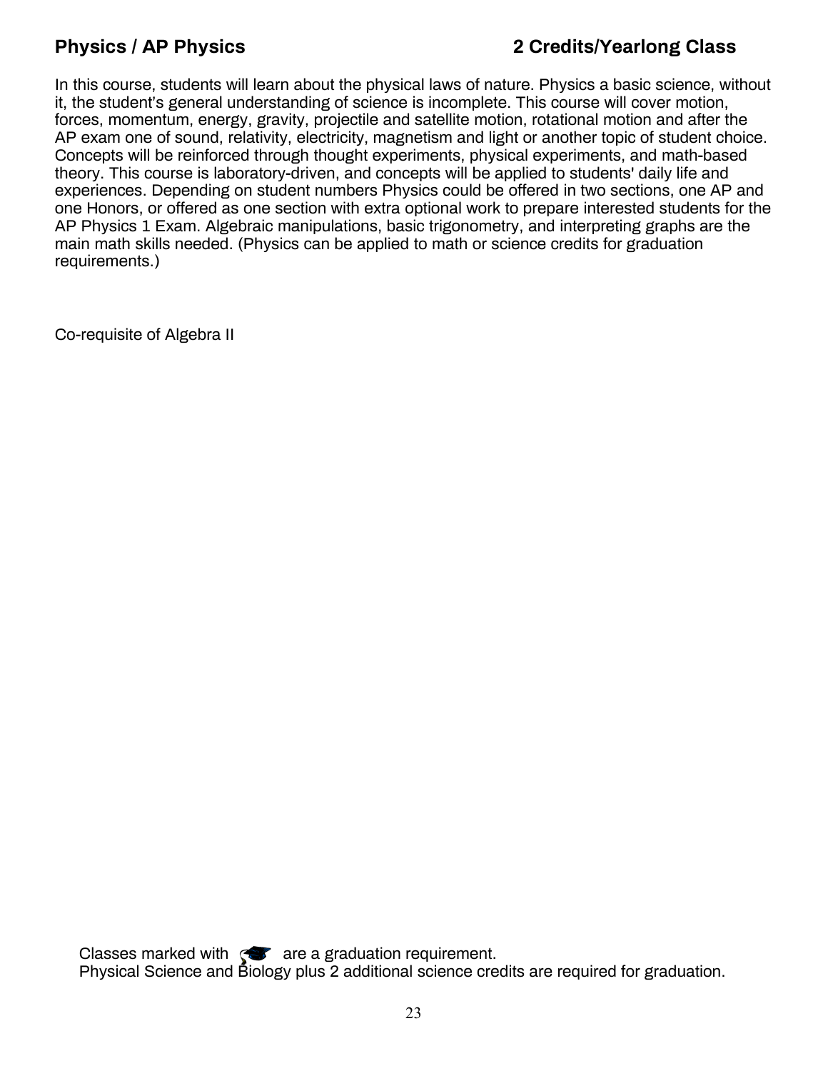## Physics / AP Physics — 2 Credits/Yearlong Class

In this course, students will learn about the physical laws of nature. Physics a basic science, without it, the student's general understanding of science is incomplete. This course will cover motion, forces, momentum, energy, gravity, projectile and satellite motion, rotational motion and after the AP exam one of sound, relativity, electricity, magnetism and light or another topic of student choice. Concepts will be reinforced through thought experiments, physical experiments, and math-based theory. This course is laboratory-driven, and concepts will be applied to students' daily life and experiences. Depending on student numbers Physics could be offered in two sections, one AP and one Honors, or offered as one section with extra optional work to prepare interested students for the AP Physics 1 Exam. Algebraic manipulations, basic trigonometry, and interpreting graphs are the main math skills needed. (Physics can be applied to math or science credits for graduation requirements.)

Co-requisite of Algebra II

Classes marked with 🎓 are a graduation requirement.
Physical Science and Biology plus 2 additional science credits are required for graduation.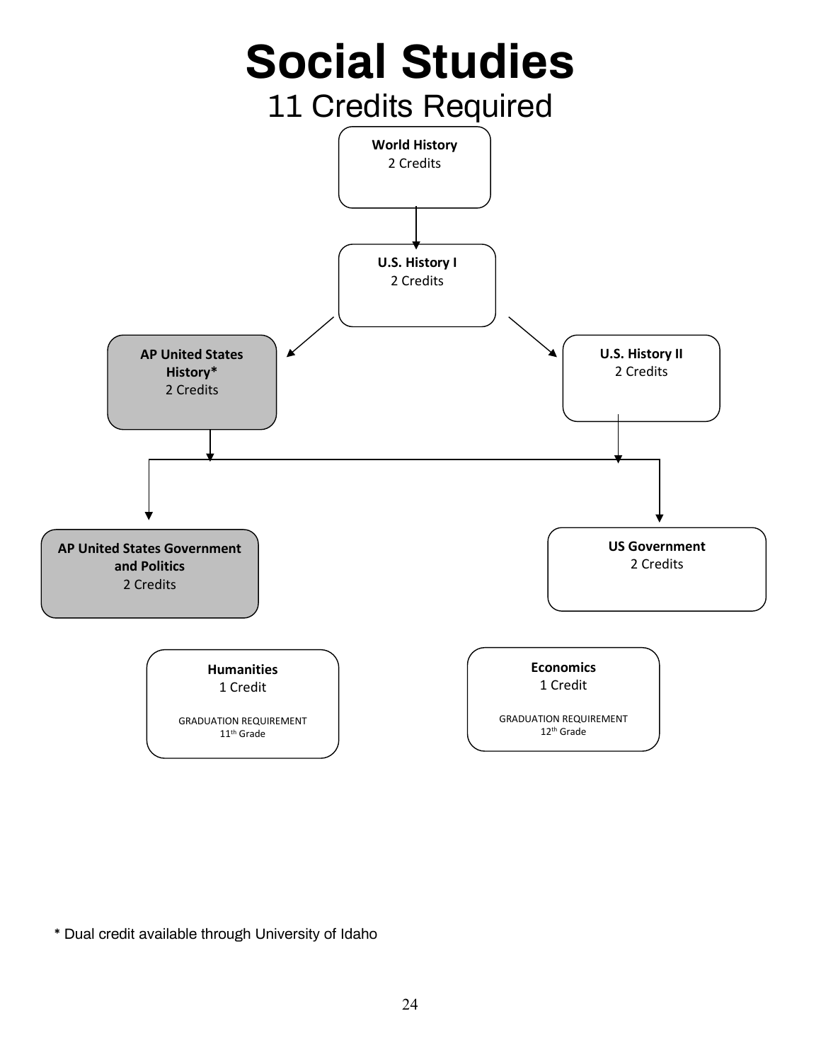# Social Studies

## 11 Credits Required

**World History**
2 Credits

**U.S. History I**
2 Credits

**AP United States History***
2 Credits

**U.S. History II**
2 Credits

**AP United States Government and Politics**
2 Credits

**US Government**
2 Credits

**Humanities**
1 Credit

GRADUATION REQUIREMENT
11th Grade

**Economics**
1 Credit

GRADUATION REQUIREMENT
12th Grade

* Dual credit available through University of Idaho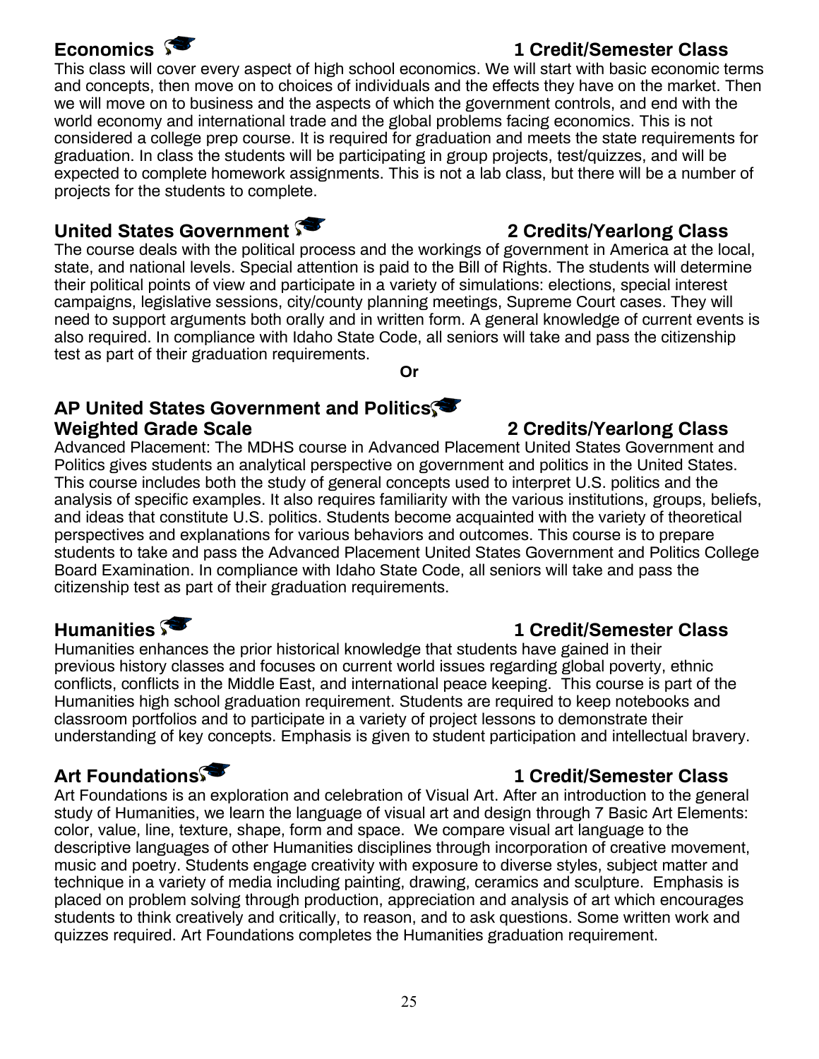## Economics — 1 Credit/Semester Class

This class will cover every aspect of high school economics. We will start with basic economic terms and concepts, then move on to choices of individuals and the effects they have on the market. Then we will move on to business and the aspects of which the government controls, and end with the world economy and international trade and the global problems facing economics. This is not considered a college prep course. It is required for graduation and meets the state requirements for graduation. In class the students will be participating in group projects, test/quizzes, and will be expected to complete homework assignments. This is not a lab class, but there will be a number of projects for the students to complete.

## United States Government — 2 Credits/Yearlong Class

The course deals with the political process and the workings of government in America at the local, state, and national levels. Special attention is paid to the Bill of Rights. The students will determine their political points of view and participate in a variety of simulations: elections, special interest campaigns, legislative sessions, city/county planning meetings, Supreme Court cases. They will need to support arguments both orally and in written form. A general knowledge of current events is also required. In compliance with Idaho State Code, all seniors will take and pass the citizenship test as part of their graduation requirements.

**Or**

## AP United States Government and Politics
### Weighted Grade Scale — 2 Credits/Yearlong Class

Advanced Placement: The MDHS course in Advanced Placement United States Government and Politics gives students an analytical perspective on government and politics in the United States. This course includes both the study of general concepts used to interpret U.S. politics and the analysis of specific examples. It also requires familiarity with the various institutions, groups, beliefs, and ideas that constitute U.S. politics. Students become acquainted with the variety of theoretical perspectives and explanations for various behaviors and outcomes. This course is to prepare students to take and pass the Advanced Placement United States Government and Politics College Board Examination. In compliance with Idaho State Code, all seniors will take and pass the citizenship test as part of their graduation requirements.

## Humanities — 1 Credit/Semester Class

Humanities enhances the prior historical knowledge that students have gained in their previous history classes and focuses on current world issues regarding global poverty, ethnic conflicts, conflicts in the Middle East, and international peace keeping. This course is part of the Humanities high school graduation requirement. Students are required to keep notebooks and classroom portfolios and to participate in a variety of project lessons to demonstrate their understanding of key concepts. Emphasis is given to student participation and intellectual bravery.

## Art Foundations — 1 Credit/Semester Class

Art Foundations is an exploration and celebration of Visual Art. After an introduction to the general study of Humanities, we learn the language of visual art and design through 7 Basic Art Elements: color, value, line, texture, shape, form and space. We compare visual art language to the descriptive languages of other Humanities disciplines through incorporation of creative movement, music and poetry. Students engage creativity with exposure to diverse styles, subject matter and technique in a variety of media including painting, drawing, ceramics and sculpture. Emphasis is placed on problem solving through production, appreciation and analysis of art which encourages students to think creatively and critically, to reason, and to ask questions. Some written work and quizzes required. Art Foundations completes the Humanities graduation requirement.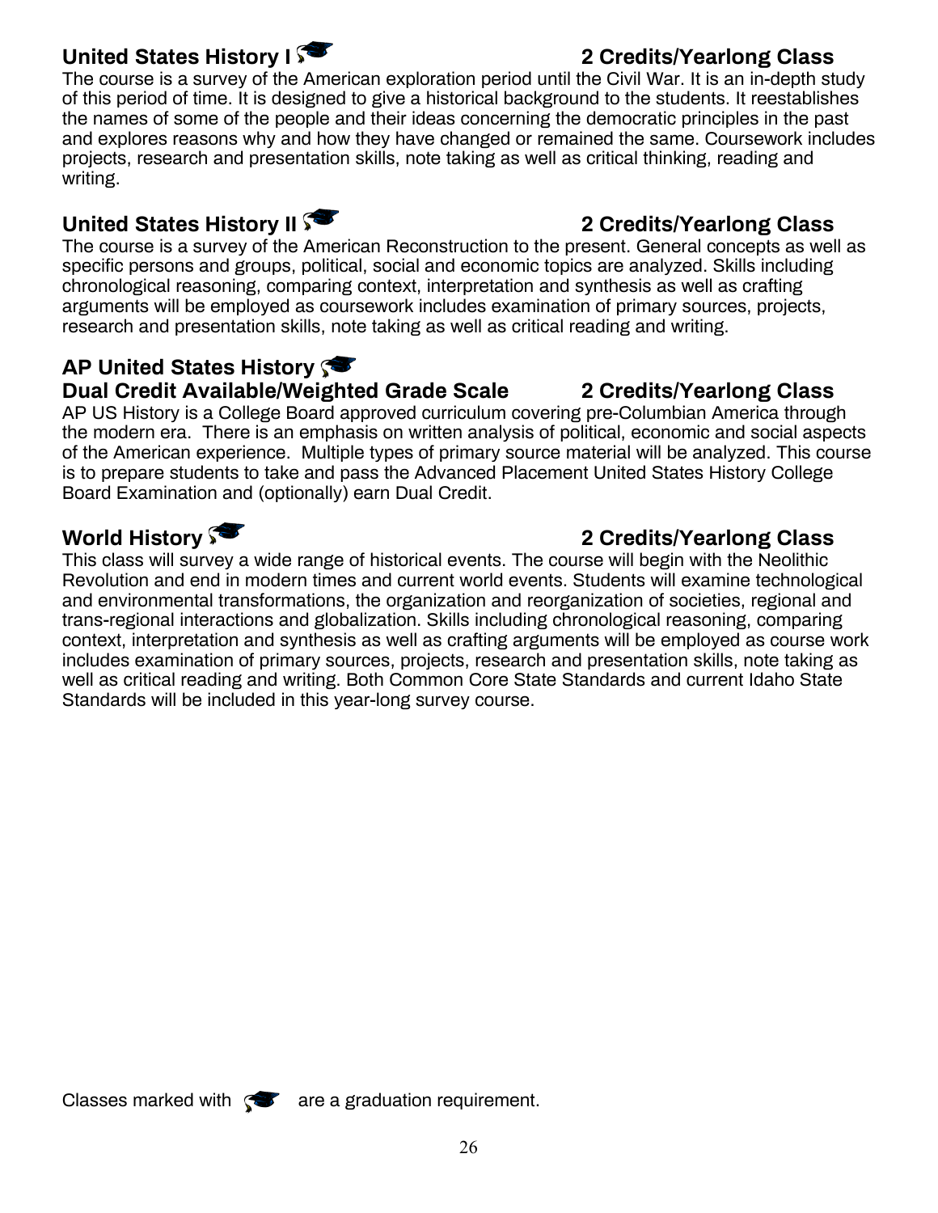## United States History I 2 Credits/Yearlong Class

The course is a survey of the American exploration period until the Civil War. It is an in-depth study of this period of time. It is designed to give a historical background to the students. It reestablishes the names of some of the people and their ideas concerning the democratic principles in the past and explores reasons why and how they have changed or remained the same. Coursework includes projects, research and presentation skills, note taking as well as critical thinking, reading and writing.

## United States History II 2 Credits/Yearlong Class

The course is a survey of the American Reconstruction to the present. General concepts as well as specific persons and groups, political, social and economic topics are analyzed. Skills including chronological reasoning, comparing context, interpretation and synthesis as well as crafting arguments will be employed as coursework includes examination of primary sources, projects, research and presentation skills, note taking as well as critical reading and writing.

## AP United States History
## Dual Credit Available/Weighted Grade Scale 2 Credits/Yearlong Class

AP US History is a College Board approved curriculum covering pre-Columbian America through the modern era. There is an emphasis on written analysis of political, economic and social aspects of the American experience. Multiple types of primary source material will be analyzed. This course is to prepare students to take and pass the Advanced Placement United States History College Board Examination and (optionally) earn Dual Credit.

## World History 2 Credits/Yearlong Class

This class will survey a wide range of historical events. The course will begin with the Neolithic Revolution and end in modern times and current world events. Students will examine technological and environmental transformations, the organization and reorganization of societies, regional and trans-regional interactions and globalization. Skills including chronological reasoning, comparing context, interpretation and synthesis as well as crafting arguments will be employed as course work includes examination of primary sources, projects, research and presentation skills, note taking as well as critical reading and writing. Both Common Core State Standards and current Idaho State Standards will be included in this year-long survey course.

Classes marked with 🎓 are a graduation requirement.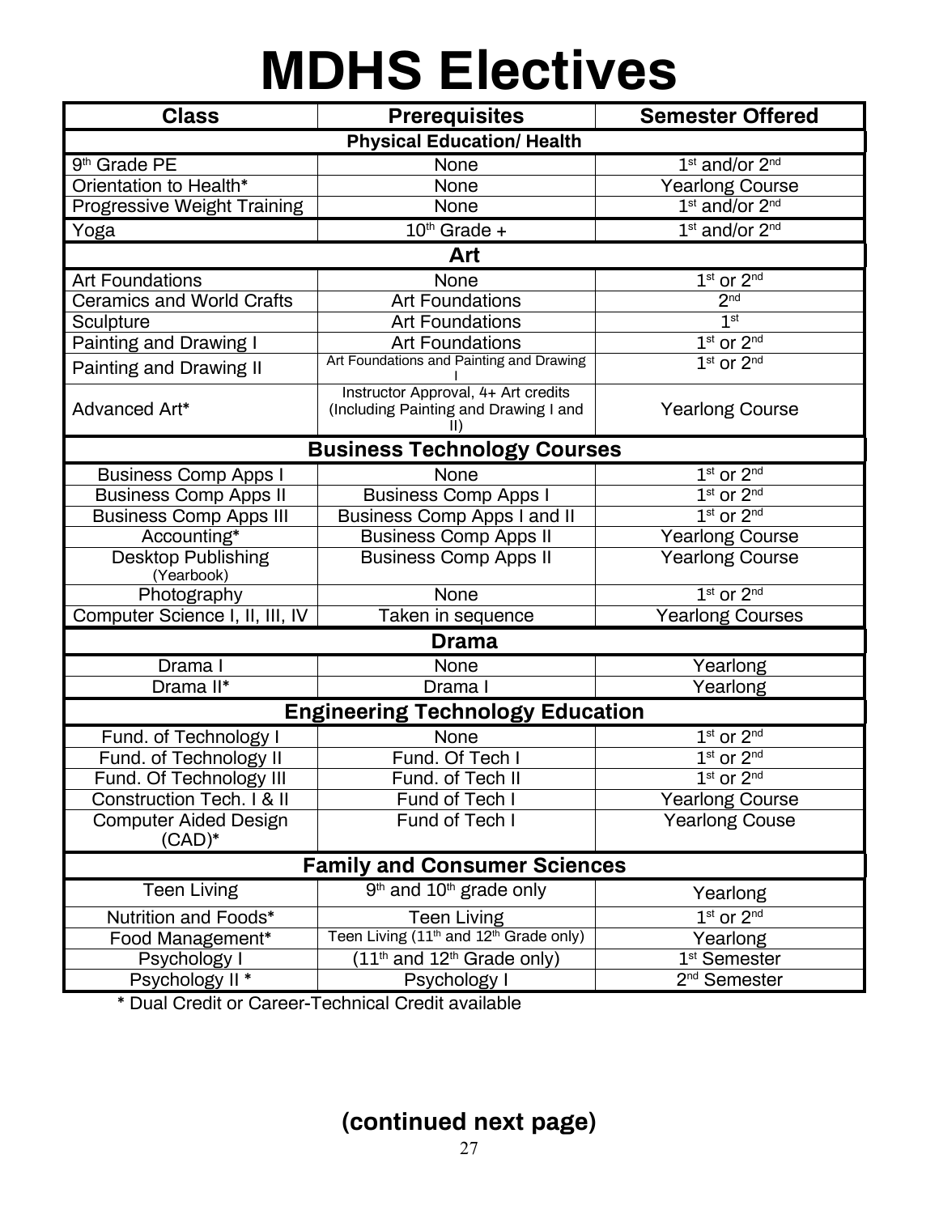# MDHS Electives

| Class | Prerequisites | Semester Offered |
|---|---|---|
| **Physical Education/ Health** | | |
| 9th Grade PE | None | 1st and/or 2nd |
| Orientation to Health* | None | Yearlong Course |
| Progressive Weight Training | None | 1st and/or 2nd |
| Yoga | 10th Grade + | 1st and/or 2nd |
| **Art** | | |
| Art Foundations | None | 1st or 2nd |
| Ceramics and World Crafts | Art Foundations | 2nd |
| Sculpture | Art Foundations | 1st |
| Painting and Drawing I | Art Foundations | 1st or 2nd |
| Painting and Drawing II | Art Foundations and Painting and Drawing I | 1st or 2nd |
| Advanced Art* | Instructor Approval, 4+ Art credits (Including Painting and Drawing I and II) | Yearlong Course |
| **Business Technology Courses** | | |
| Business Comp Apps I | None | 1st or 2nd |
| Business Comp Apps II | Business Comp Apps I | 1st or 2nd |
| Business Comp Apps III | Business Comp Apps I and II | 1st or 2nd |
| Accounting* | Business Comp Apps II | Yearlong Course |
| Desktop Publishing (Yearbook) | Business Comp Apps II | Yearlong Course |
| Photography | None | 1st or 2nd |
| Computer Science I, II, III, IV | Taken in sequence | Yearlong Courses |
| **Drama** | | |
| Drama I | None | Yearlong |
| Drama II* | Drama I | Yearlong |
| **Engineering Technology Education** | | |
| Fund. of Technology I | None | 1st or 2nd |
| Fund. of Technology II | Fund. Of Tech I | 1st or 2nd |
| Fund. Of Technology III | Fund. of Tech II | 1st or 2nd |
| Construction Tech. I & II | Fund of Tech I | Yearlong Course |
| Computer Aided Design (CAD)* | Fund of Tech I | Yearlong Couse |
| **Family and Consumer Sciences** | | |
| Teen Living | 9th and 10th grade only | Yearlong |
| Nutrition and Foods* | Teen Living | 1st or 2nd |
| Food Management* | Teen Living (11th and 12th Grade only) | Yearlong |
| Psychology I | (11th and 12th Grade only) | 1st Semester |
| Psychology II * | Psychology I | 2nd Semester |

\* Dual Credit or Career-Technical Credit available

**(continued next page)**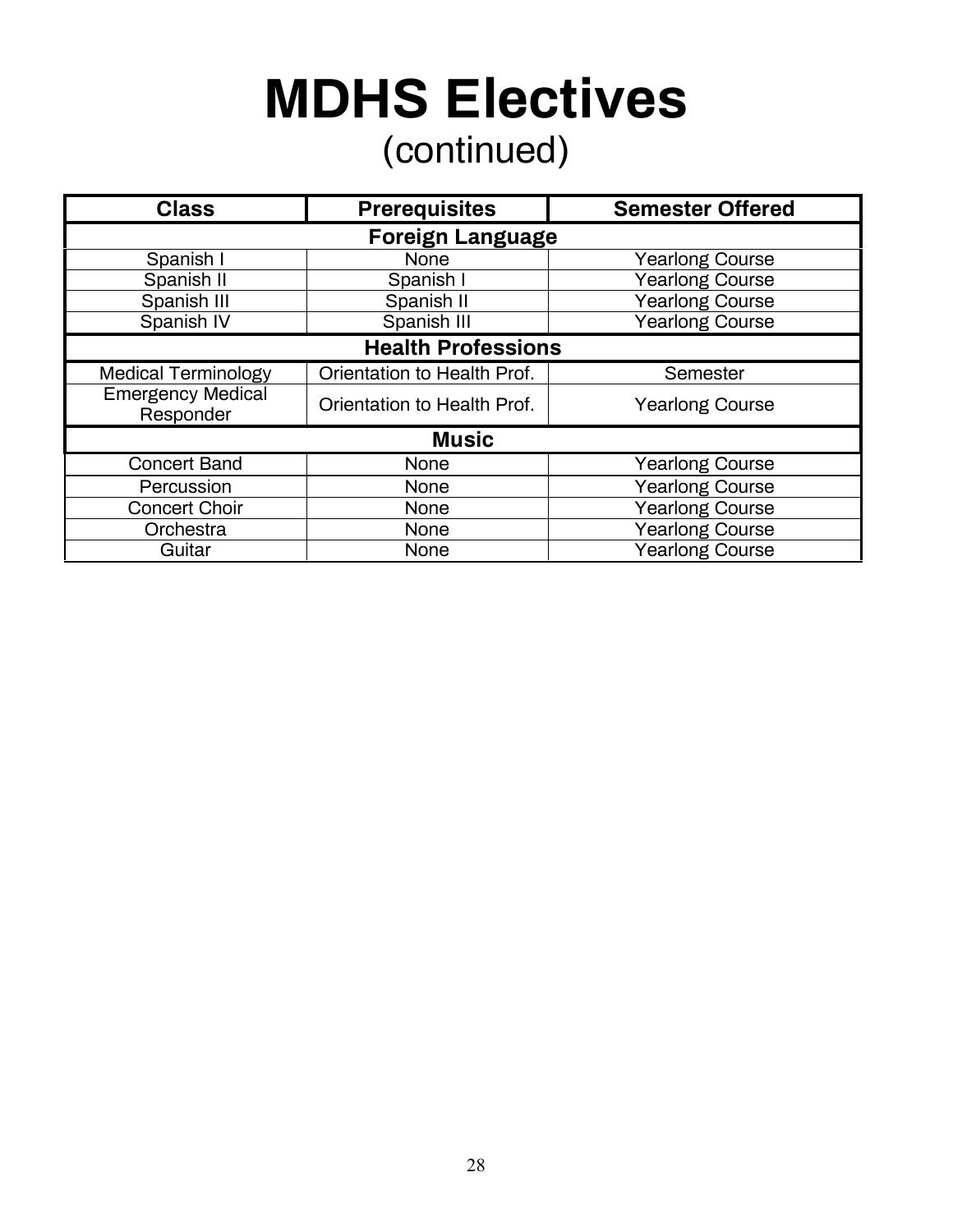# MDHS Electives

## (continued)

| Class | Prerequisites | Semester Offered |
|---|---|---|
| **Foreign Language** | | |
| Spanish I | None | Yearlong Course |
| Spanish II | Spanish I | Yearlong Course |
| Spanish III | Spanish II | Yearlong Course |
| Spanish IV | Spanish III | Yearlong Course |
| **Health Professions** | | |
| Medical Terminology | Orientation to Health Prof. | Semester |
| Emergency Medical Responder | Orientation to Health Prof. | Yearlong Course |
| **Music** | | |
| Concert Band | None | Yearlong Course |
| Percussion | None | Yearlong Course |
| Concert Choir | None | Yearlong Course |
| Orchestra | None | Yearlong Course |
| Guitar | None | Yearlong Course |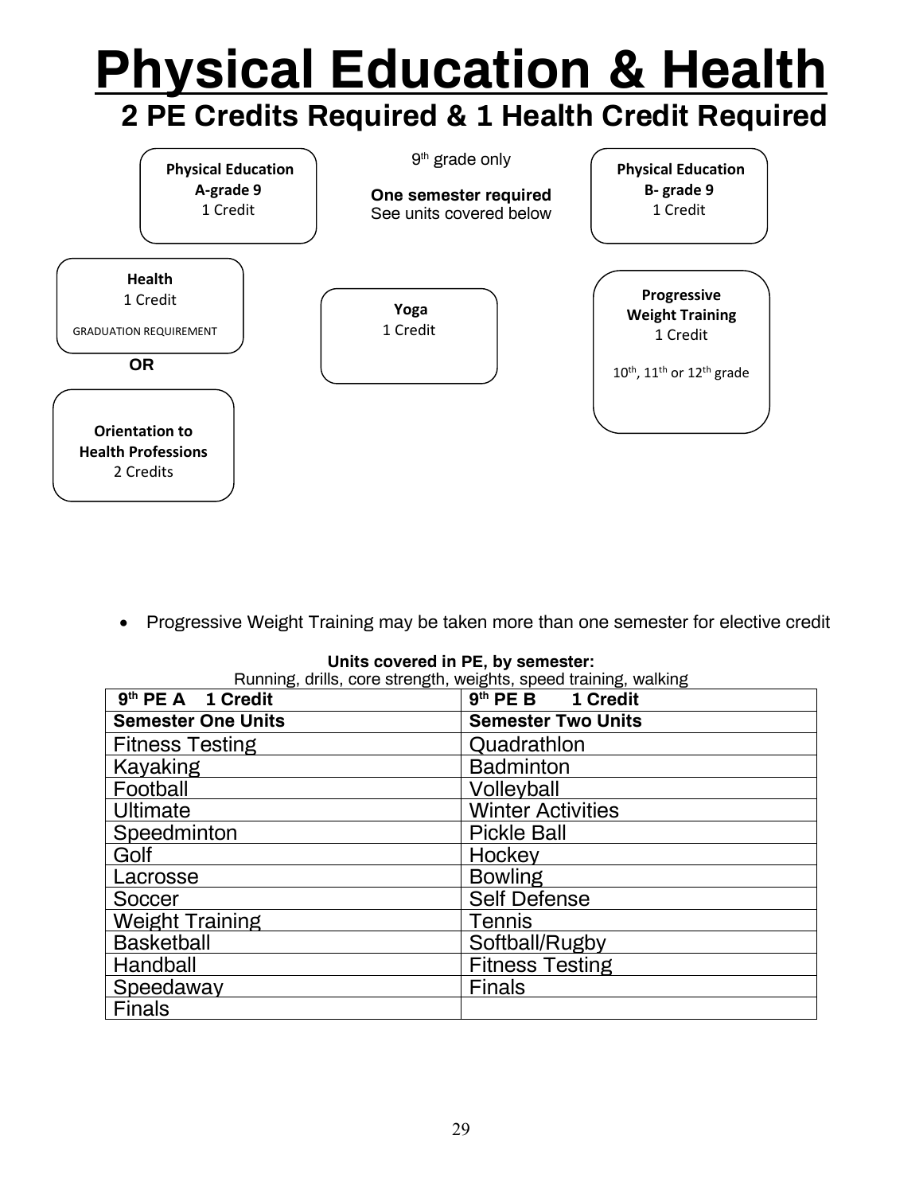# Physical Education & Health

## 2 PE Credits Required & 1 Health Credit Required

**Physical Education A-grade 9**
1 Credit

9th grade only

**One semester required**
See units covered below

**Physical Education B- grade 9**
1 Credit

**Health**
1 Credit
GRADUATION REQUIREMENT

**OR**

**Orientation to Health Professions**
2 Credits

**Yoga**
1 Credit

**Progressive Weight Training**
1 Credit
10th, 11th or 12th grade

- Progressive Weight Training may be taken more than one semester for elective credit

**Units covered in PE, by semester:**
Running, drills, core strength, weights, speed training, walking

| 9th PE A 1 Credit | 9th PE B 1 Credit |
|---|---|
| **Semester One Units** | **Semester Two Units** |
| Fitness Testing | Quadrathlon |
| Kayaking | Badminton |
| Football | Volleyball |
| Ultimate | Winter Activities |
| Speedminton | Pickle Ball |
| Golf | Hockey |
| Lacrosse | Bowling |
| Soccer | Self Defense |
| Weight Training | Tennis |
| Basketball | Softball/Rugby |
| Handball | Fitness Testing |
| Speedaway | Finals |
| Finals | |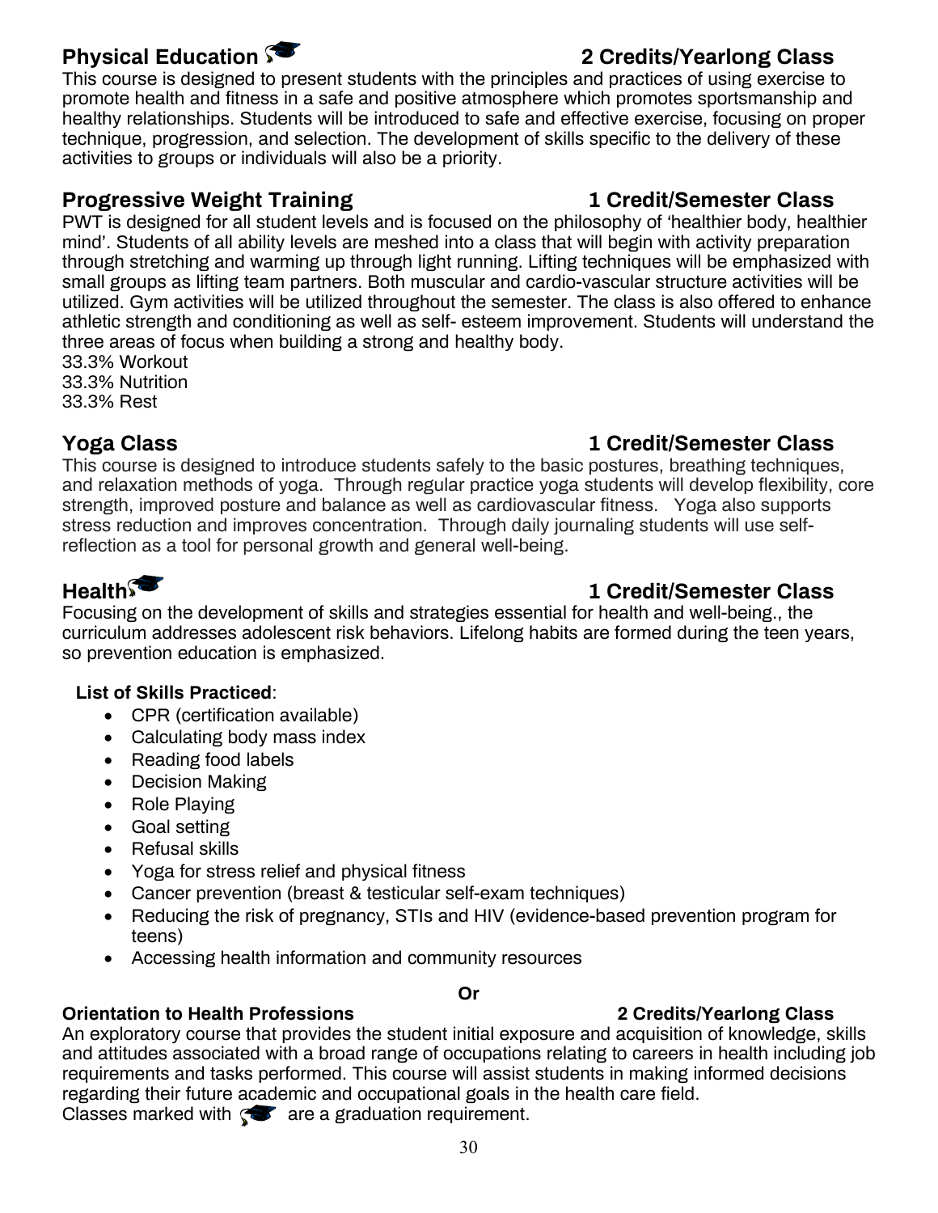## Physical Education 🎓 — 2 Credits/Yearlong Class

This course is designed to present students with the principles and practices of using exercise to promote health and fitness in a safe and positive atmosphere which promotes sportsmanship and healthy relationships. Students will be introduced to safe and effective exercise, focusing on proper technique, progression, and selection. The development of skills specific to the delivery of these activities to groups or individuals will also be a priority.

## Progressive Weight Training — 1 Credit/Semester Class

PWT is designed for all student levels and is focused on the philosophy of 'healthier body, healthier mind'. Students of all ability levels are meshed into a class that will begin with activity preparation through stretching and warming up through light running. Lifting techniques will be emphasized with small groups as lifting team partners. Both muscular and cardio-vascular structure activities will be utilized. Gym activities will be utilized throughout the semester. The class is also offered to enhance athletic strength and conditioning as well as self- esteem improvement. Students will understand the three areas of focus when building a strong and healthy body.

33.3% Workout
33.3% Nutrition
33.3% Rest

## Yoga Class — 1 Credit/Semester Class

This course is designed to introduce students safely to the basic postures, breathing techniques, and relaxation methods of yoga. Through regular practice yoga students will develop flexibility, core strength, improved posture and balance as well as cardiovascular fitness. Yoga also supports stress reduction and improves concentration. Through daily journaling students will use self-reflection as a tool for personal growth and general well-being.

## Health 🎓 — 1 Credit/Semester Class

Focusing on the development of skills and strategies essential for health and well-being., the curriculum addresses adolescent risk behaviors. Lifelong habits are formed during the teen years, so prevention education is emphasized.

**List of Skills Practiced**:

- CPR (certification available)
- Calculating body mass index
- Reading food labels
- Decision Making
- Role Playing
- Goal setting
- Refusal skills
- Yoga for stress relief and physical fitness
- Cancer prevention (breast & testicular self-exam techniques)
- Reducing the risk of pregnancy, STIs and HIV (evidence-based prevention program for teens)
- Accessing health information and community resources

**Or**

### Orientation to Health Professions — 2 Credits/Yearlong Class

An exploratory course that provides the student initial exposure and acquisition of knowledge, skills and attitudes associated with a broad range of occupations relating to careers in health including job requirements and tasks performed. This course will assist students in making informed decisions regarding their future academic and occupational goals in the health care field.

Classes marked with 🎓 are a graduation requirement.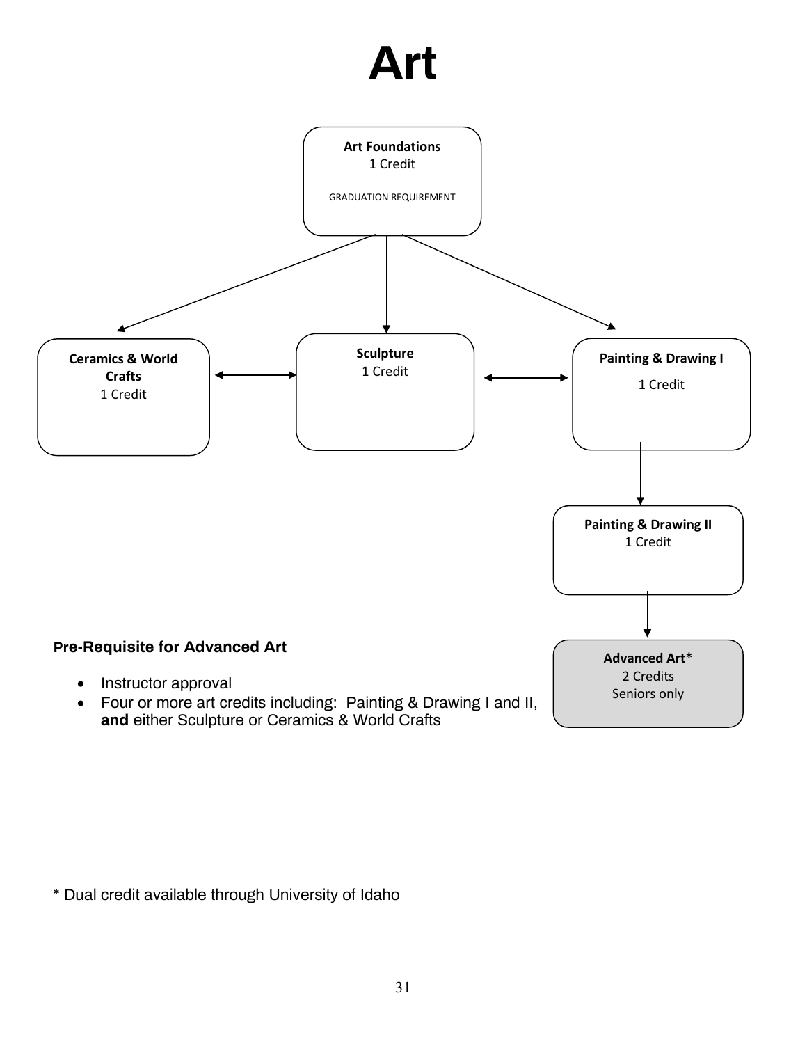# Art

**Art Foundations**
1 Credit

GRADUATION REQUIREMENT

**Ceramics & World Crafts**
1 Credit

**Sculpture**
1 Credit

**Painting & Drawing I**
1 Credit

**Painting & Drawing II**
1 Credit

**Advanced Art***
2 Credits
Seniors only

**Pre-Requisite for Advanced Art**

- Instructor approval
- Four or more art credits including: Painting & Drawing I and II, **and** either Sculpture or Ceramics & World Crafts

* Dual credit available through University of Idaho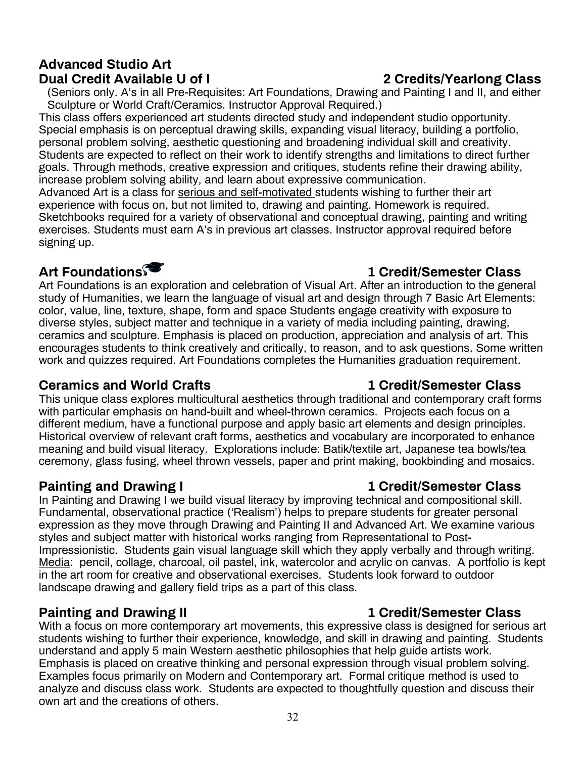## Advanced Studio Art

**Dual Credit Available U of I** **2 Credits/Yearlong Class**

(Seniors only. A's in all Pre-Requisites: Art Foundations, Drawing and Painting I and II, and either Sculpture or World Craft/Ceramics. Instructor Approval Required.)

This class offers experienced art students directed study and independent studio opportunity. Special emphasis is on perceptual drawing skills, expanding visual literacy, building a portfolio, personal problem solving, aesthetic questioning and broadening individual skill and creativity. Students are expected to reflect on their work to identify strengths and limitations to direct further goals. Through methods, creative expression and critiques, students refine their drawing ability, increase problem solving ability, and learn about expressive communication.

Advanced Art is a class for <u>serious and self-motivated</u> students wishing to further their art experience with focus on, but not limited to, drawing and painting. Homework is required. Sketchbooks required for a variety of observational and conceptual drawing, painting and writing exercises. Students must earn A's in previous art classes. Instructor approval required before signing up.

## Art Foundations

**1 Credit/Semester Class**

Art Foundations is an exploration and celebration of Visual Art. After an introduction to the general study of Humanities, we learn the language of visual art and design through 7 Basic Art Elements: color, value, line, texture, shape, form and space Students engage creativity with exposure to diverse styles, subject matter and technique in a variety of media including painting, drawing, ceramics and sculpture. Emphasis is placed on production, appreciation and analysis of art. This encourages students to think creatively and critically, to reason, and to ask questions. Some written work and quizzes required. Art Foundations completes the Humanities graduation requirement.

## Ceramics and World Crafts

**1 Credit/Semester Class**

This unique class explores multicultural aesthetics through traditional and contemporary craft forms with particular emphasis on hand-built and wheel-thrown ceramics. Projects each focus on a different medium, have a functional purpose and apply basic art elements and design principles. Historical overview of relevant craft forms, aesthetics and vocabulary are incorporated to enhance meaning and build visual literacy. Explorations include: Batik/textile art, Japanese tea bowls/tea ceremony, glass fusing, wheel thrown vessels, paper and print making, bookbinding and mosaics.

## Painting and Drawing I

**1 Credit/Semester Class**

In Painting and Drawing I we build visual literacy by improving technical and compositional skill. Fundamental, observational practice ('Realism') helps to prepare students for greater personal expression as they move through Drawing and Painting II and Advanced Art. We examine various styles and subject matter with historical works ranging from Representational to Post-Impressionistic. Students gain visual language skill which they apply verbally and through writing. <u>Media</u>: pencil, collage, charcoal, oil pastel, ink, watercolor and acrylic on canvas. A portfolio is kept in the art room for creative and observational exercises. Students look forward to outdoor landscape drawing and gallery field trips as a part of this class.

## Painting and Drawing II

**1 Credit/Semester Class**

With a focus on more contemporary art movements, this expressive class is designed for serious art students wishing to further their experience, knowledge, and skill in drawing and painting. Students understand and apply 5 main Western aesthetic philosophies that help guide artists work. Emphasis is placed on creative thinking and personal expression through visual problem solving. Examples focus primarily on Modern and Contemporary art. Formal critique method is used to analyze and discuss class work. Students are expected to thoughtfully question and discuss their own art and the creations of others.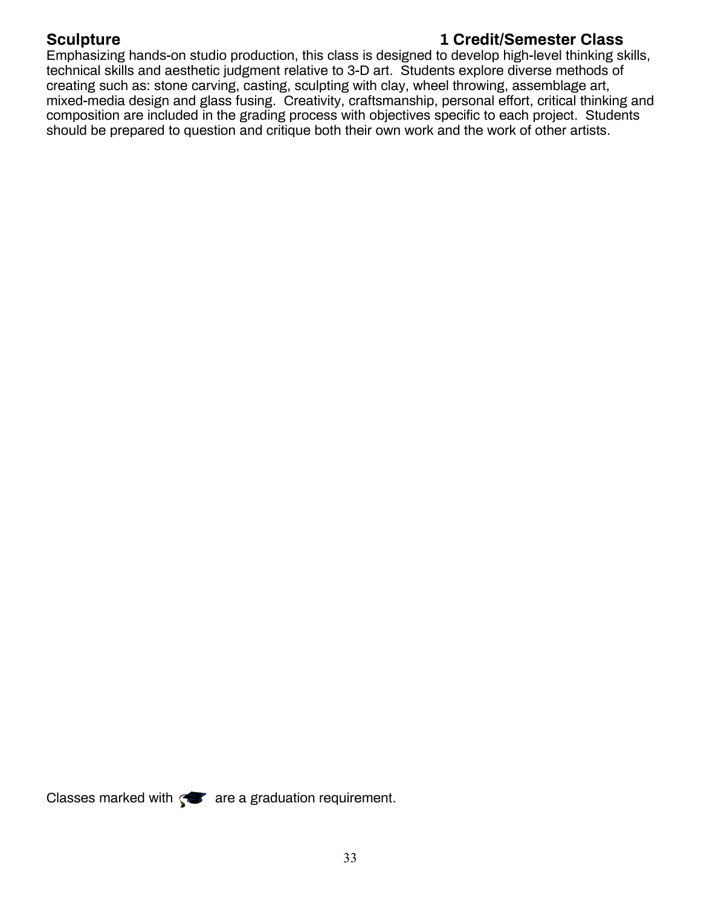**Sculpture** **1 Credit/Semester Class**

Emphasizing hands-on studio production, this class is designed to develop high-level thinking skills, technical skills and aesthetic judgment relative to 3-D art. Students explore diverse methods of creating such as: stone carving, casting, sculpting with clay, wheel throwing, assemblage art, mixed-media design and glass fusing. Creativity, craftsmanship, personal effort, critical thinking and composition are included in the grading process with objectives specific to each project. Students should be prepared to question and critique both their own work and the work of other artists.

Classes marked with 🎓 are a graduation requirement.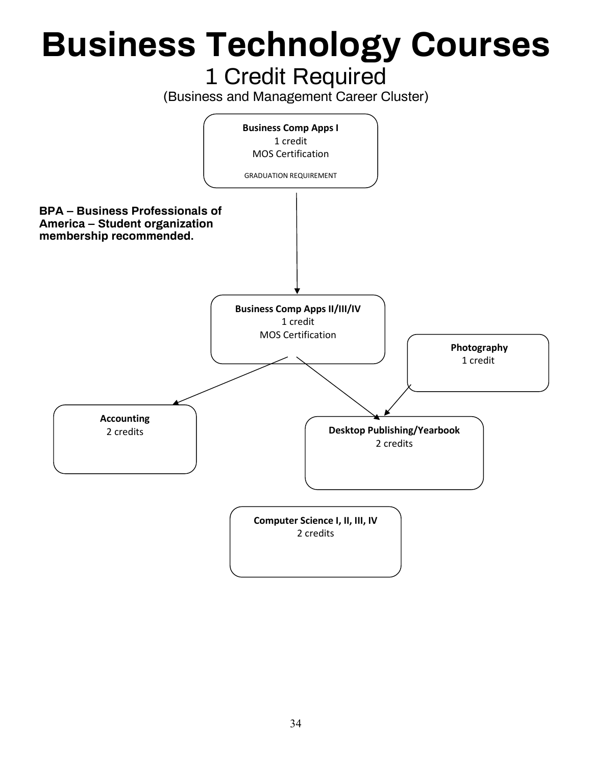# Business Technology Courses

## 1 Credit Required

(Business and Management Career Cluster)

**Business Comp Apps I**
1 credit
MOS Certification
GRADUATION REQUIREMENT

**BPA – Business Professionals of America – Student organization membership recommended.**

**Business Comp Apps II/III/IV**
1 credit
MOS Certification

**Photography**
1 credit

**Accounting**
2 credits

**Desktop Publishing/Yearbook**
2 credits

**Computer Science I, II, III, IV**
2 credits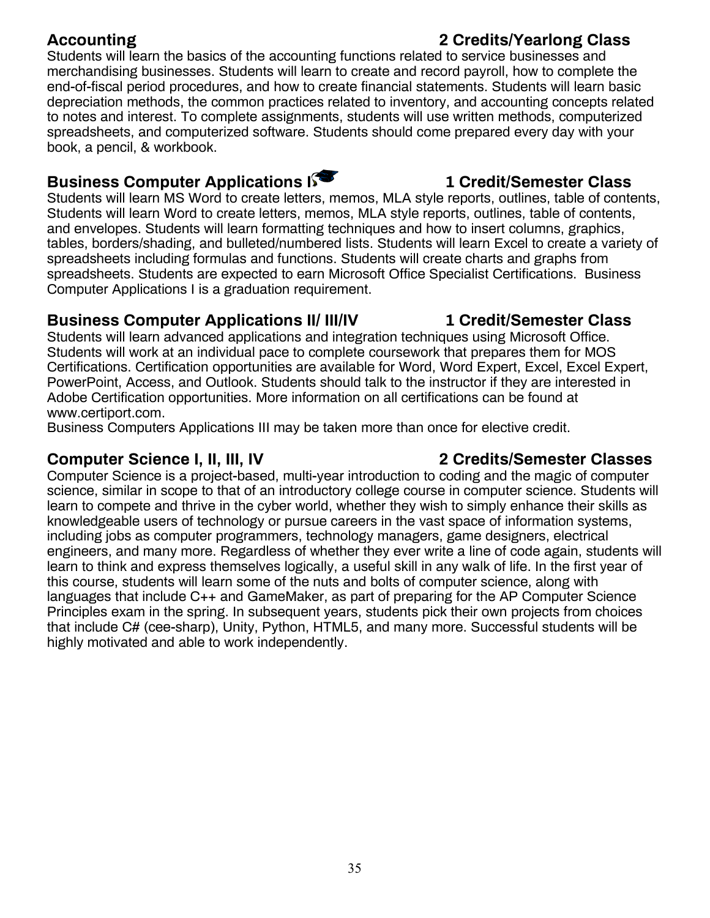### Accounting — 2 Credits/Yearlong Class

Students will learn the basics of the accounting functions related to service businesses and merchandising businesses. Students will learn to create and record payroll, how to complete the end-of-fiscal period procedures, and how to create financial statements. Students will learn basic depreciation methods, the common practices related to inventory, and accounting concepts related to notes and interest. To complete assignments, students will use written methods, computerized spreadsheets, and computerized software. Students should come prepared every day with your book, a pencil, & workbook.

### Business Computer Applications I — 1 Credit/Semester Class

Students will learn MS Word to create letters, memos, MLA style reports, outlines, table of contents, Students will learn Word to create letters, memos, MLA style reports, outlines, table of contents, and envelopes. Students will learn formatting techniques and how to insert columns, graphics, tables, borders/shading, and bulleted/numbered lists. Students will learn Excel to create a variety of spreadsheets including formulas and functions. Students will create charts and graphs from spreadsheets. Students are expected to earn Microsoft Office Specialist Certifications. Business Computer Applications I is a graduation requirement.

### Business Computer Applications II/ III/IV — 1 Credit/Semester Class

Students will learn advanced applications and integration techniques using Microsoft Office. Students will work at an individual pace to complete coursework that prepares them for MOS Certifications. Certification opportunities are available for Word, Word Expert, Excel, Excel Expert, PowerPoint, Access, and Outlook. Students should talk to the instructor if they are interested in Adobe Certification opportunities. More information on all certifications can be found at www.certiport.com.

Business Computers Applications III may be taken more than once for elective credit.

### Computer Science I, II, III, IV — 2 Credits/Semester Classes

Computer Science is a project-based, multi-year introduction to coding and the magic of computer science, similar in scope to that of an introductory college course in computer science. Students will learn to compete and thrive in the cyber world, whether they wish to simply enhance their skills as knowledgeable users of technology or pursue careers in the vast space of information systems, including jobs as computer programmers, technology managers, game designers, electrical engineers, and many more. Regardless of whether they ever write a line of code again, students will learn to think and express themselves logically, a useful skill in any walk of life. In the first year of this course, students will learn some of the nuts and bolts of computer science, along with languages that include C++ and GameMaker, as part of preparing for the AP Computer Science Principles exam in the spring. In subsequent years, students pick their own projects from choices that include C# (cee-sharp), Unity, Python, HTML5, and many more. Successful students will be highly motivated and able to work independently.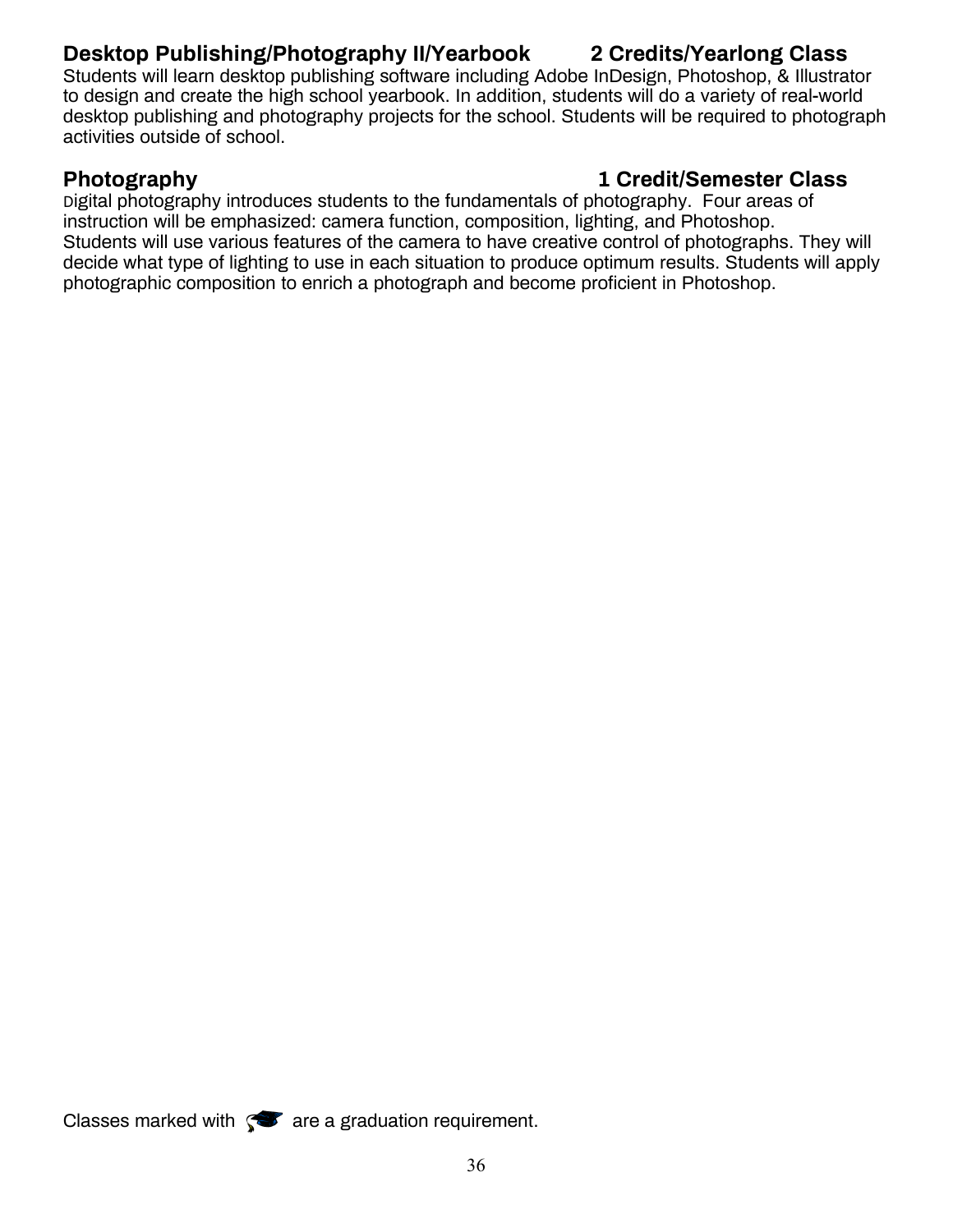**Desktop Publishing/Photography II/Yearbook 2 Credits/Yearlong Class**

Students will learn desktop publishing software including Adobe InDesign, Photoshop, & Illustrator to design and create the high school yearbook. In addition, students will do a variety of real-world desktop publishing and photography projects for the school. Students will be required to photograph activities outside of school.

**Photography 1 Credit/Semester Class**

Digital photography introduces students to the fundamentals of photography. Four areas of instruction will be emphasized: camera function, composition, lighting, and Photoshop. Students will use various features of the camera to have creative control of photographs. They will decide what type of lighting to use in each situation to produce optimum results. Students will apply photographic composition to enrich a photograph and become proficient in Photoshop.

Classes marked with 🎓 are a graduation requirement.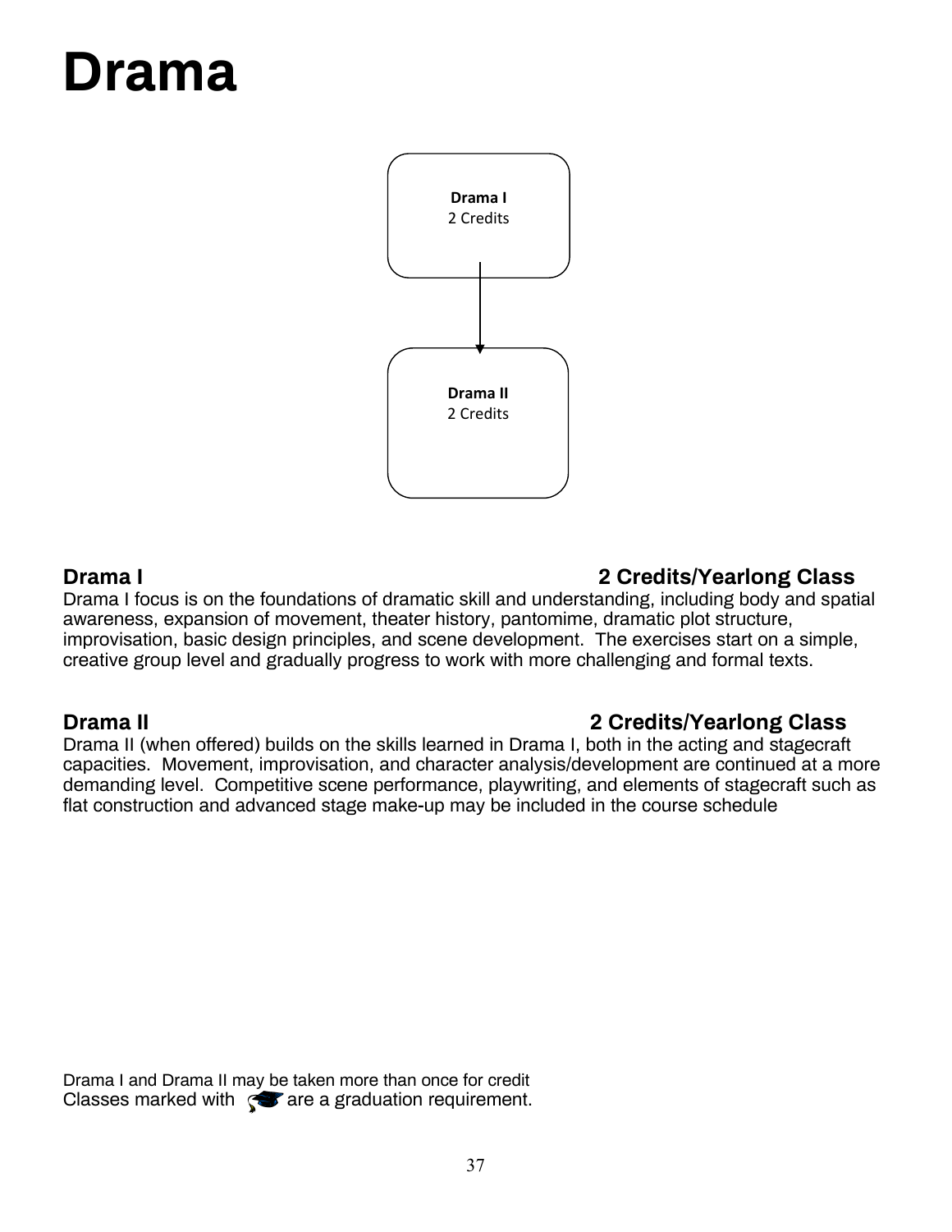# Drama

Drama I
2 Credits

↓

Drama II
2 Credits

### Drama I — 2 Credits/Yearlong Class

Drama I focus is on the foundations of dramatic skill and understanding, including body and spatial awareness, expansion of movement, theater history, pantomime, dramatic plot structure, improvisation, basic design principles, and scene development. The exercises start on a simple, creative group level and gradually progress to work with more challenging and formal texts.

### Drama II — 2 Credits/Yearlong Class

Drama II (when offered) builds on the skills learned in Drama I, both in the acting and stagecraft capacities. Movement, improvisation, and character analysis/development are continued at a more demanding level. Competitive scene performance, playwriting, and elements of stagecraft such as flat construction and advanced stage make-up may be included in the course schedule

Drama I and Drama II may be taken more than once for credit
Classes marked with 🎓 are a graduation requirement.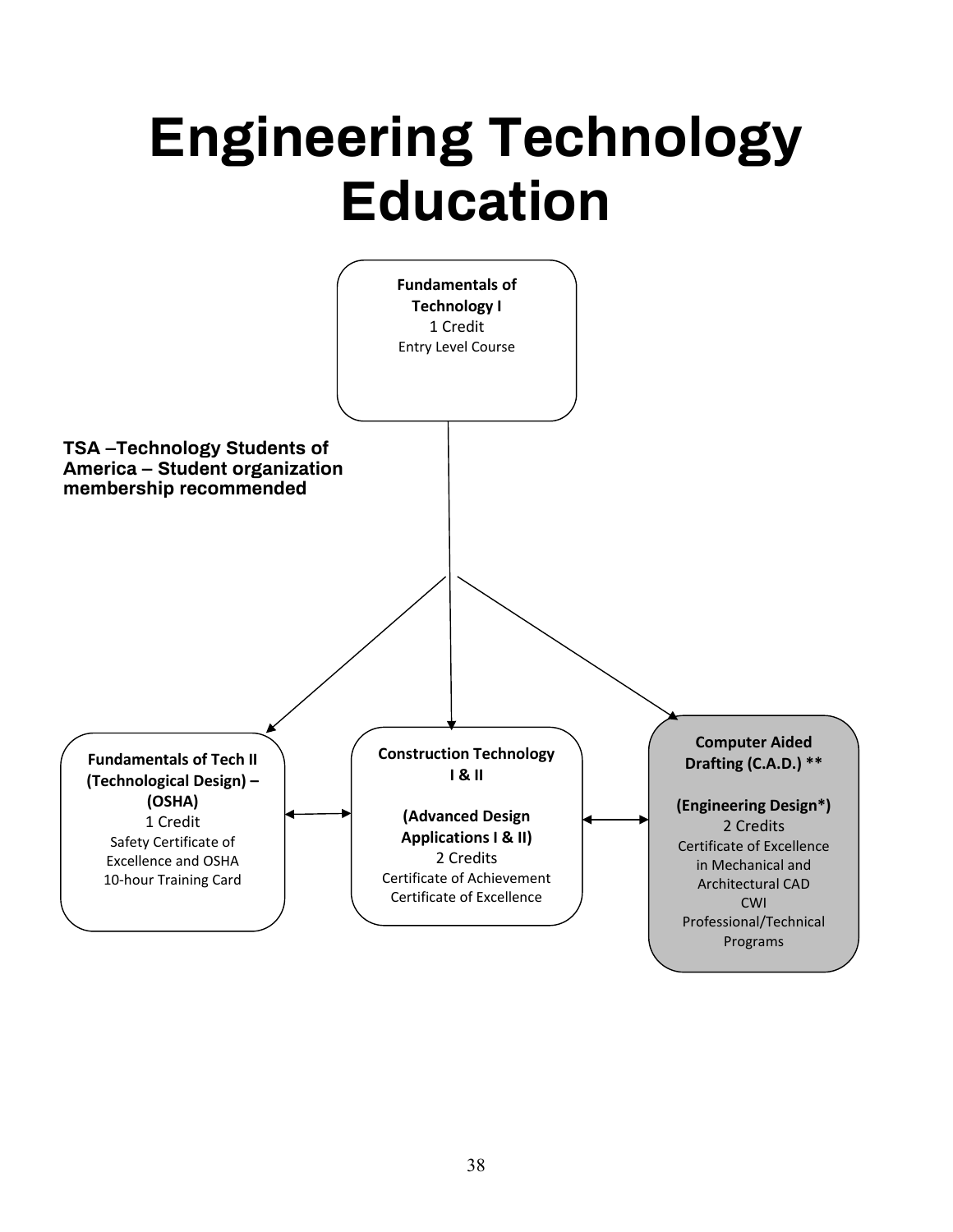# Engineering Technology Education

**Fundamentals of Technology I**
1 Credit
Entry Level Course

**TSA –Technology Students of America – Student organization membership recommended**

**Fundamentals of Tech II (Technological Design) – (OSHA)**
1 Credit
Safety Certificate of Excellence and OSHA 10-hour Training Card

**Construction Technology I & II**

**(Advanced Design Applications I & II)**
2 Credits
Certificate of Achievement
Certificate of Excellence

**Computer Aided Drafting (C.A.D.) ****

**(Engineering Design*)**
2 Credits
Certificate of Excellence in Mechanical and Architectural CAD
CWI
Professional/Technical Programs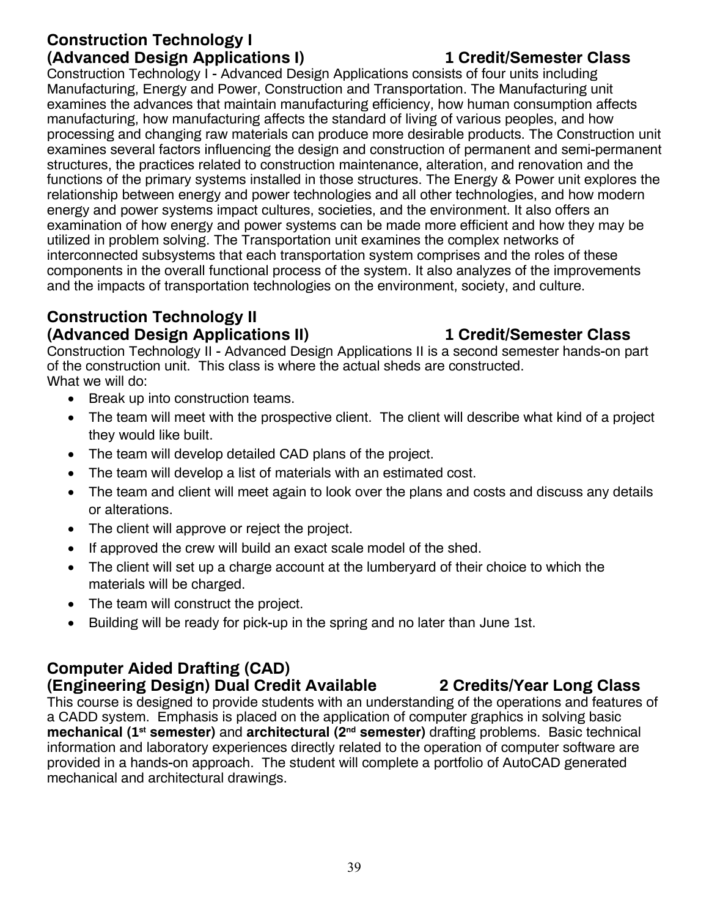## Construction Technology I (Advanced Design Applications I) — 1 Credit/Semester Class

Construction Technology I - Advanced Design Applications consists of four units including Manufacturing, Energy and Power, Construction and Transportation. The Manufacturing unit examines the advances that maintain manufacturing efficiency, how human consumption affects manufacturing, how manufacturing affects the standard of living of various peoples, and how processing and changing raw materials can produce more desirable products. The Construction unit examines several factors influencing the design and construction of permanent and semi-permanent structures, the practices related to construction maintenance, alteration, and renovation and the functions of the primary systems installed in those structures. The Energy & Power unit explores the relationship between energy and power technologies and all other technologies, and how modern energy and power systems impact cultures, societies, and the environment. It also offers an examination of how energy and power systems can be made more efficient and how they may be utilized in problem solving. The Transportation unit examines the complex networks of interconnected subsystems that each transportation system comprises and the roles of these components in the overall functional process of the system. It also analyzes of the improvements and the impacts of transportation technologies on the environment, society, and culture.

## Construction Technology II (Advanced Design Applications II) — 1 Credit/Semester Class

Construction Technology II - Advanced Design Applications II is a second semester hands-on part of the construction unit. This class is where the actual sheds are constructed.
What we will do:

- Break up into construction teams.
- The team will meet with the prospective client. The client will describe what kind of a project they would like built.
- The team will develop detailed CAD plans of the project.
- The team will develop a list of materials with an estimated cost.
- The team and client will meet again to look over the plans and costs and discuss any details or alterations.
- The client will approve or reject the project.
- If approved the crew will build an exact scale model of the shed.
- The client will set up a charge account at the lumberyard of their choice to which the materials will be charged.
- The team will construct the project.
- Building will be ready for pick-up in the spring and no later than June 1st.

## Computer Aided Drafting (CAD) (Engineering Design) Dual Credit Available — 2 Credits/Year Long Class

This course is designed to provide students with an understanding of the operations and features of a CADD system. Emphasis is placed on the application of computer graphics in solving basic **mechanical (1st semester)** and **architectural (2nd semester)** drafting problems. Basic technical information and laboratory experiences directly related to the operation of computer software are provided in a hands-on approach. The student will complete a portfolio of AutoCAD generated mechanical and architectural drawings.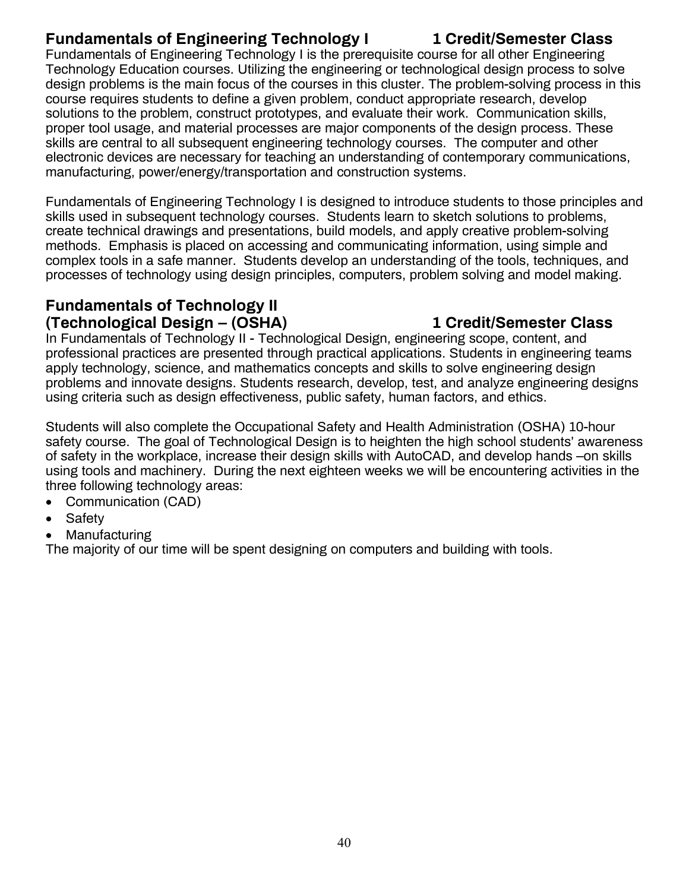## Fundamentals of Engineering Technology I — 1 Credit/Semester Class

Fundamentals of Engineering Technology I is the prerequisite course for all other Engineering Technology Education courses. Utilizing the engineering or technological design process to solve design problems is the main focus of the courses in this cluster. The problem-solving process in this course requires students to define a given problem, conduct appropriate research, develop solutions to the problem, construct prototypes, and evaluate their work. Communication skills, proper tool usage, and material processes are major components of the design process. These skills are central to all subsequent engineering technology courses. The computer and other electronic devices are necessary for teaching an understanding of contemporary communications, manufacturing, power/energy/transportation and construction systems.

Fundamentals of Engineering Technology I is designed to introduce students to those principles and skills used in subsequent technology courses. Students learn to sketch solutions to problems, create technical drawings and presentations, build models, and apply creative problem-solving methods. Emphasis is placed on accessing and communicating information, using simple and complex tools in a safe manner. Students develop an understanding of the tools, techniques, and processes of technology using design principles, computers, problem solving and model making.

## Fundamentals of Technology II (Technological Design – (OSHA) — 1 Credit/Semester Class

In Fundamentals of Technology II - Technological Design, engineering scope, content, and professional practices are presented through practical applications. Students in engineering teams apply technology, science, and mathematics concepts and skills to solve engineering design problems and innovate designs. Students research, develop, test, and analyze engineering designs using criteria such as design effectiveness, public safety, human factors, and ethics.

Students will also complete the Occupational Safety and Health Administration (OSHA) 10-hour safety course. The goal of Technological Design is to heighten the high school students' awareness of safety in the workplace, increase their design skills with AutoCAD, and develop hands –on skills using tools and machinery. During the next eighteen weeks we will be encountering activities in the three following technology areas:

- Communication (CAD)
- Safety
- Manufacturing

The majority of our time will be spent designing on computers and building with tools.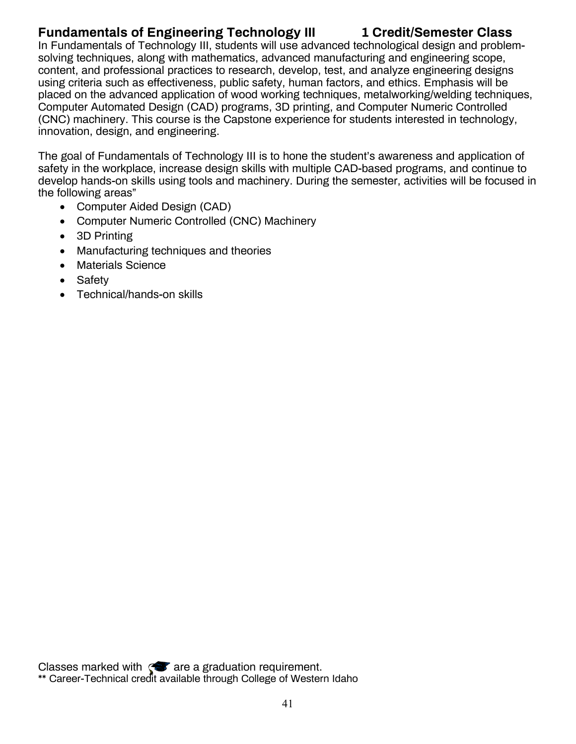## Fundamentals of Engineering Technology III 1 Credit/Semester Class

In Fundamentals of Technology III, students will use advanced technological design and problem-solving techniques, along with mathematics, advanced manufacturing and engineering scope, content, and professional practices to research, develop, test, and analyze engineering designs using criteria such as effectiveness, public safety, human factors, and ethics. Emphasis will be placed on the advanced application of wood working techniques, metalworking/welding techniques, Computer Automated Design (CAD) programs, 3D printing, and Computer Numeric Controlled (CNC) machinery. This course is the Capstone experience for students interested in technology, innovation, design, and engineering.

The goal of Fundamentals of Technology III is to hone the student's awareness and application of safety in the workplace, increase design skills with multiple CAD-based programs, and continue to develop hands-on skills using tools and machinery. During the semester, activities will be focused in the following areas"

- Computer Aided Design (CAD)
- Computer Numeric Controlled (CNC) Machinery
- 3D Printing
- Manufacturing techniques and theories
- Materials Science
- Safety
- Technical/hands-on skills

Classes marked with 🎓 are a graduation requirement.
** Career-Technical credit available through College of Western Idaho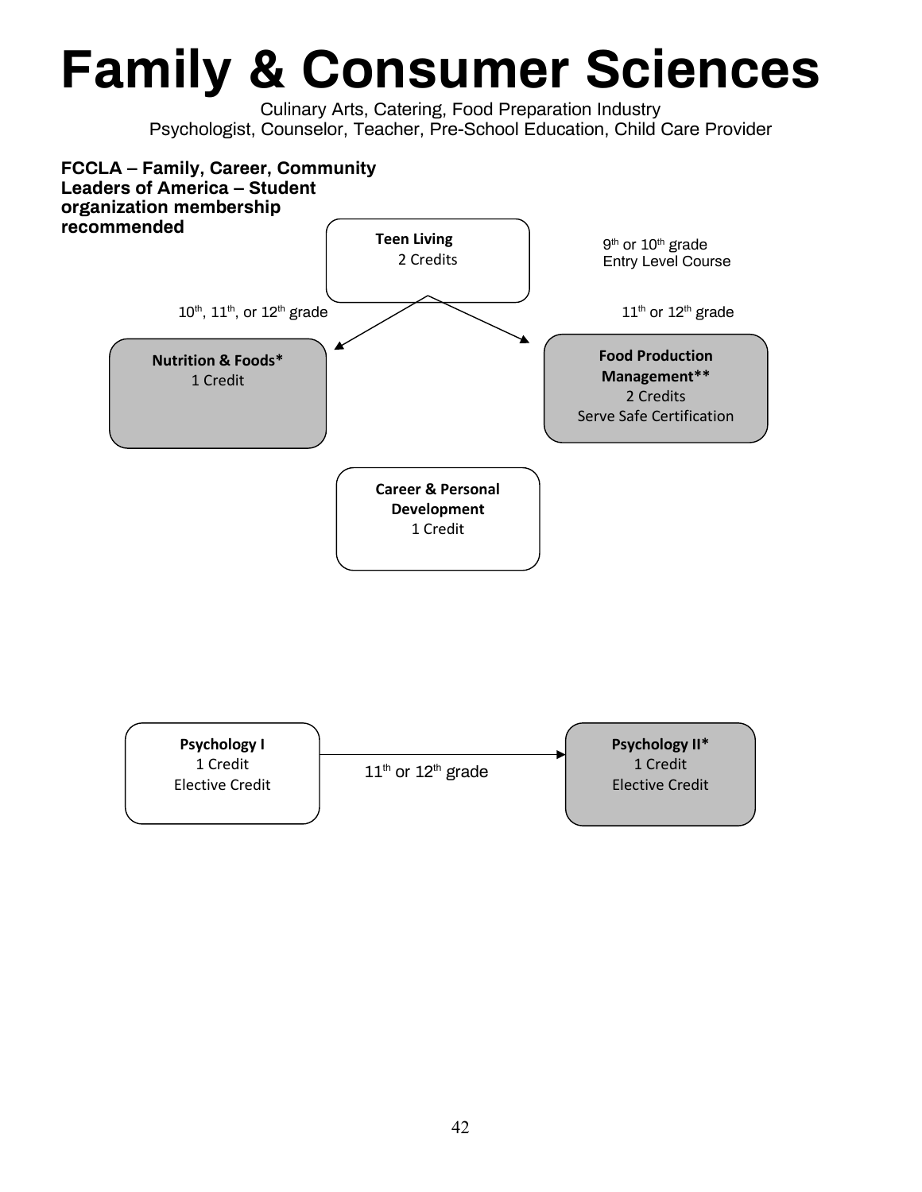# Family & Consumer Sciences

Culinary Arts, Catering, Food Preparation Industry
Psychologist, Counselor, Teacher, Pre-School Education, Child Care Provider

**FCCLA – Family, Career, Community Leaders of America – Student organization membership recommended**

**Teen Living**
2 Credits

9th or 10th grade
Entry Level Course

10th, 11th, or 12th grade

**Nutrition & Foods***
1 Credit

11th or 12th grade

**Food Production Management****
2 Credits
Serve Safe Certification

**Career & Personal Development**
1 Credit

**Psychology I**
1 Credit
Elective Credit

11th or 12th grade

**Psychology II***
1 Credit
Elective Credit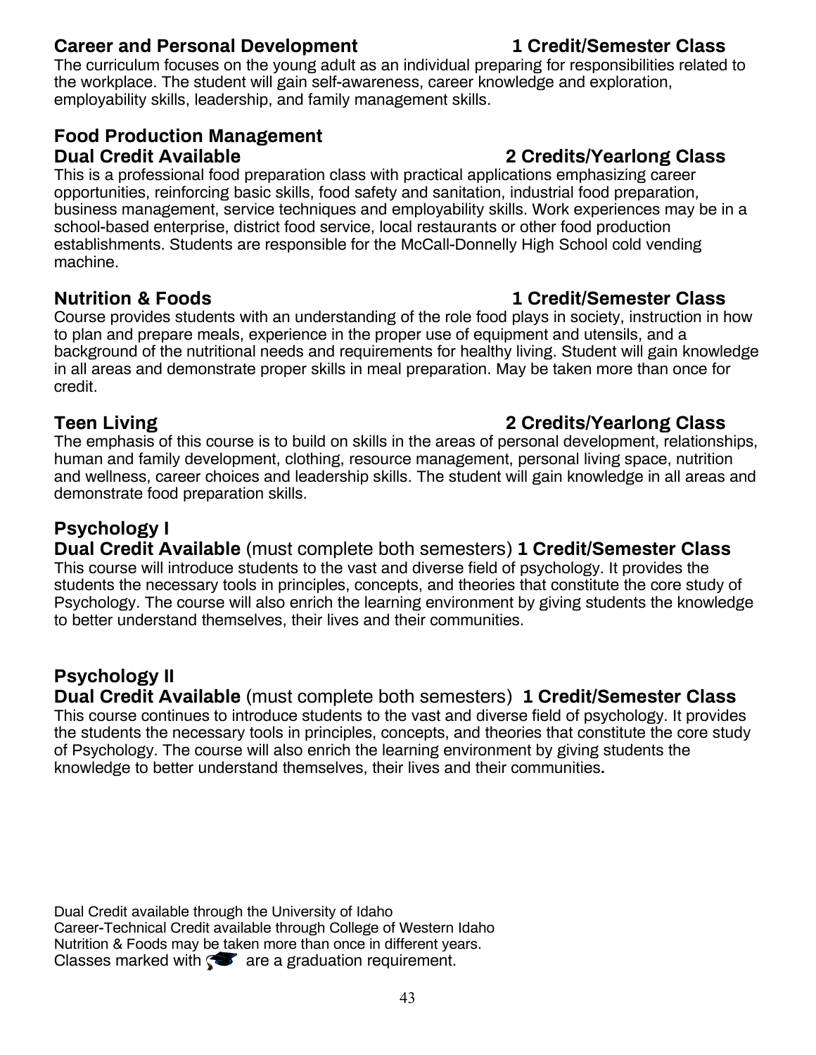## Career and Personal Development — 1 Credit/Semester Class

The curriculum focuses on the young adult as an individual preparing for responsibilities related to the workplace. The student will gain self-awareness, career knowledge and exploration, employability skills, leadership, and family management skills.

## Food Production Management

**Dual Credit Available — 2 Credits/Yearlong Class**

This is a professional food preparation class with practical applications emphasizing career opportunities, reinforcing basic skills, food safety and sanitation, industrial food preparation, business management, service techniques and employability skills. Work experiences may be in a school-based enterprise, district food service, local restaurants or other food production establishments. Students are responsible for the McCall-Donnelly High School cold vending machine.

## Nutrition & Foods — 1 Credit/Semester Class

Course provides students with an understanding of the role food plays in society, instruction in how to plan and prepare meals, experience in the proper use of equipment and utensils, and a background of the nutritional needs and requirements for healthy living. Student will gain knowledge in all areas and demonstrate proper skills in meal preparation. May be taken more than once for credit.

## Teen Living — 2 Credits/Yearlong Class

The emphasis of this course is to build on skills in the areas of personal development, relationships, human and family development, clothing, resource management, personal living space, nutrition and wellness, career choices and leadership skills. The student will gain knowledge in all areas and demonstrate food preparation skills.

## Psychology I

**Dual Credit Available** (must complete both semesters) **1 Credit/Semester Class**

This course will introduce students to the vast and diverse field of psychology. It provides the students the necessary tools in principles, concepts, and theories that constitute the core study of Psychology. The course will also enrich the learning environment by giving students the knowledge to better understand themselves, their lives and their communities.

## Psychology II

**Dual Credit Available** (must complete both semesters) **1 Credit/Semester Class**

This course continues to introduce students to the vast and diverse field of psychology. It provides the students the necessary tools in principles, concepts, and theories that constitute the core study of Psychology. The course will also enrich the learning environment by giving students the knowledge to better understand themselves, their lives and their communities.

Dual Credit available through the University of Idaho
Career-Technical Credit available through College of Western Idaho
Nutrition & Foods may be taken more than once in different years.
Classes marked with 🎓 are a graduation requirement.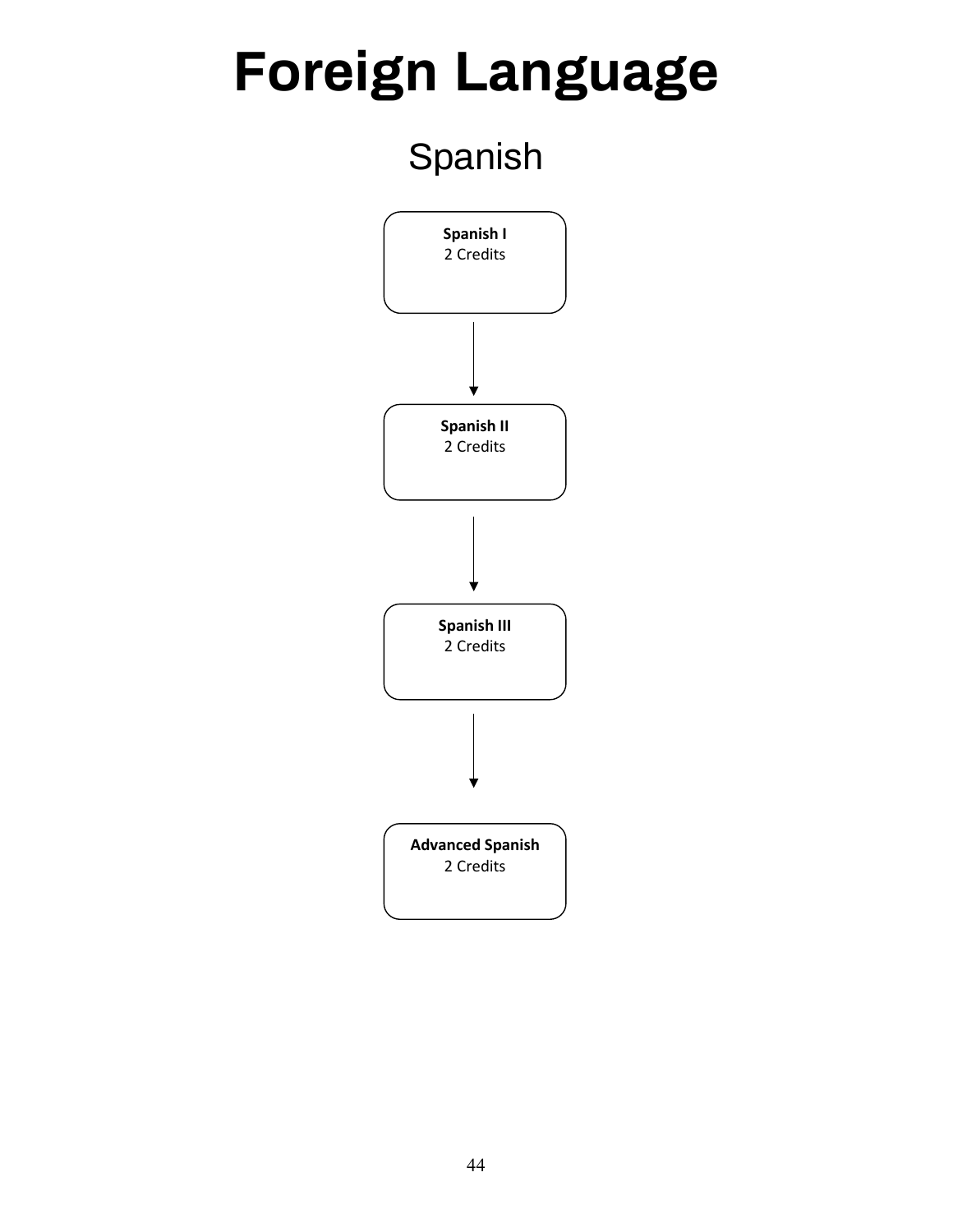# Foreign Language

## Spanish

**Spanish I**
2 Credits

↓

**Spanish II**
2 Credits

↓

**Spanish III**
2 Credits

↓

**Advanced Spanish**
2 Credits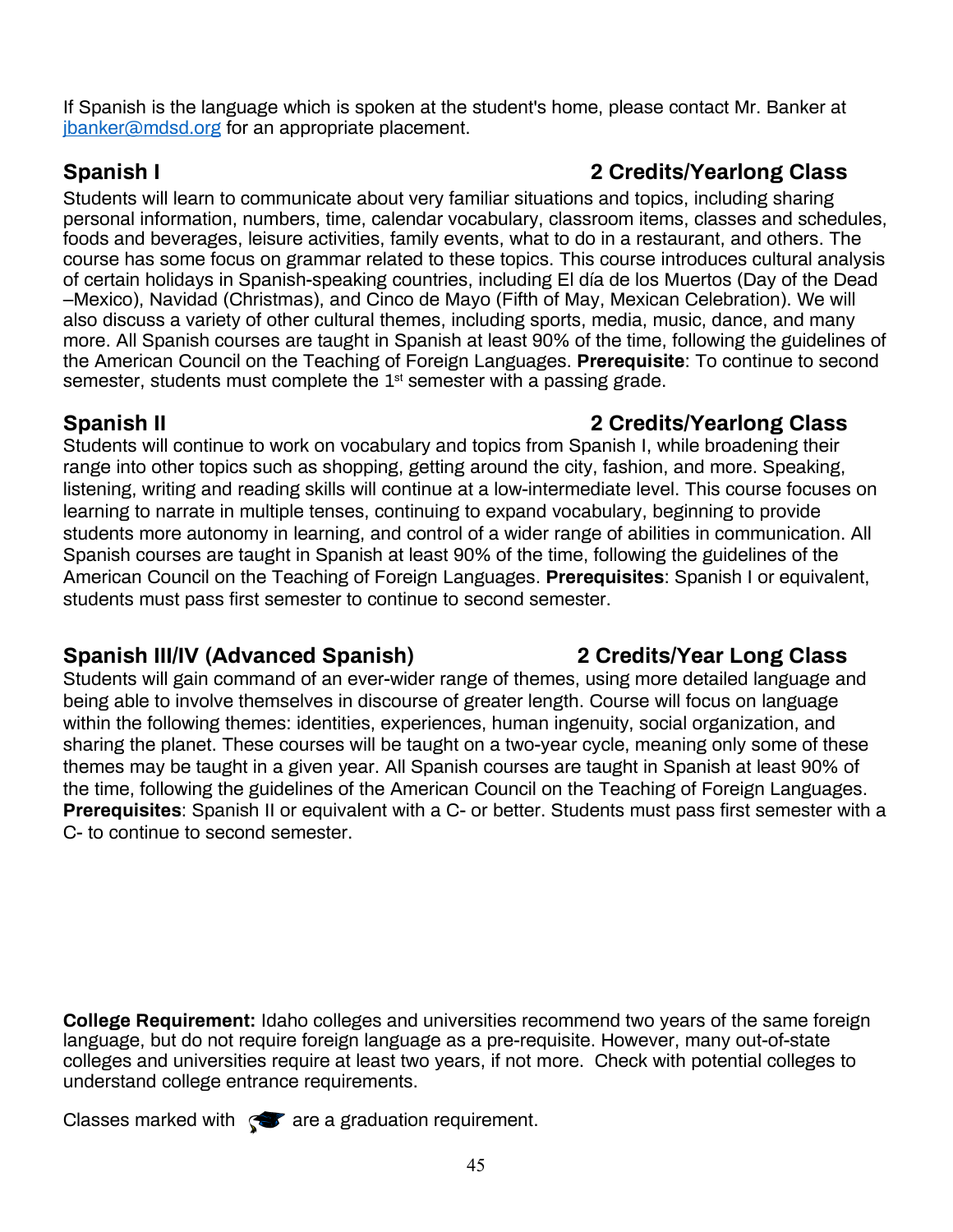If Spanish is the language which is spoken at the student's home, please contact Mr. Banker at [jbanker@mdsd.org](mailto:jbanker@mdsd.org) for an appropriate placement.

## Spanish I — 2 Credits/Yearlong Class

Students will learn to communicate about very familiar situations and topics, including sharing personal information, numbers, time, calendar vocabulary, classroom items, classes and schedules, foods and beverages, leisure activities, family events, what to do in a restaurant, and others. The course has some focus on grammar related to these topics. This course introduces cultural analysis of certain holidays in Spanish-speaking countries, including El día de los Muertos (Day of the Dead –Mexico), Navidad (Christmas), and Cinco de Mayo (Fifth of May, Mexican Celebration). We will also discuss a variety of other cultural themes, including sports, media, music, dance, and many more. All Spanish courses are taught in Spanish at least 90% of the time, following the guidelines of the American Council on the Teaching of Foreign Languages. **Prerequisite**: To continue to second semester, students must complete the 1st semester with a passing grade.

## Spanish II — 2 Credits/Yearlong Class

Students will continue to work on vocabulary and topics from Spanish I, while broadening their range into other topics such as shopping, getting around the city, fashion, and more. Speaking, listening, writing and reading skills will continue at a low-intermediate level. This course focuses on learning to narrate in multiple tenses, continuing to expand vocabulary, beginning to provide students more autonomy in learning, and control of a wider range of abilities in communication. All Spanish courses are taught in Spanish at least 90% of the time, following the guidelines of the American Council on the Teaching of Foreign Languages. **Prerequisites**: Spanish I or equivalent, students must pass first semester to continue to second semester.

## Spanish III/IV (Advanced Spanish) — 2 Credits/Year Long Class

Students will gain command of an ever-wider range of themes, using more detailed language and being able to involve themselves in discourse of greater length. Course will focus on language within the following themes: identities, experiences, human ingenuity, social organization, and sharing the planet. These courses will be taught on a two-year cycle, meaning only some of these themes may be taught in a given year. All Spanish courses are taught in Spanish at least 90% of the time, following the guidelines of the American Council on the Teaching of Foreign Languages. **Prerequisites**: Spanish II or equivalent with a C- or better. Students must pass first semester with a C- to continue to second semester.

**College Requirement:** Idaho colleges and universities recommend two years of the same foreign language, but do not require foreign language as a pre-requisite. However, many out-of-state colleges and universities require at least two years, if not more. Check with potential colleges to understand college entrance requirements.

Classes marked with 🎓 are a graduation requirement.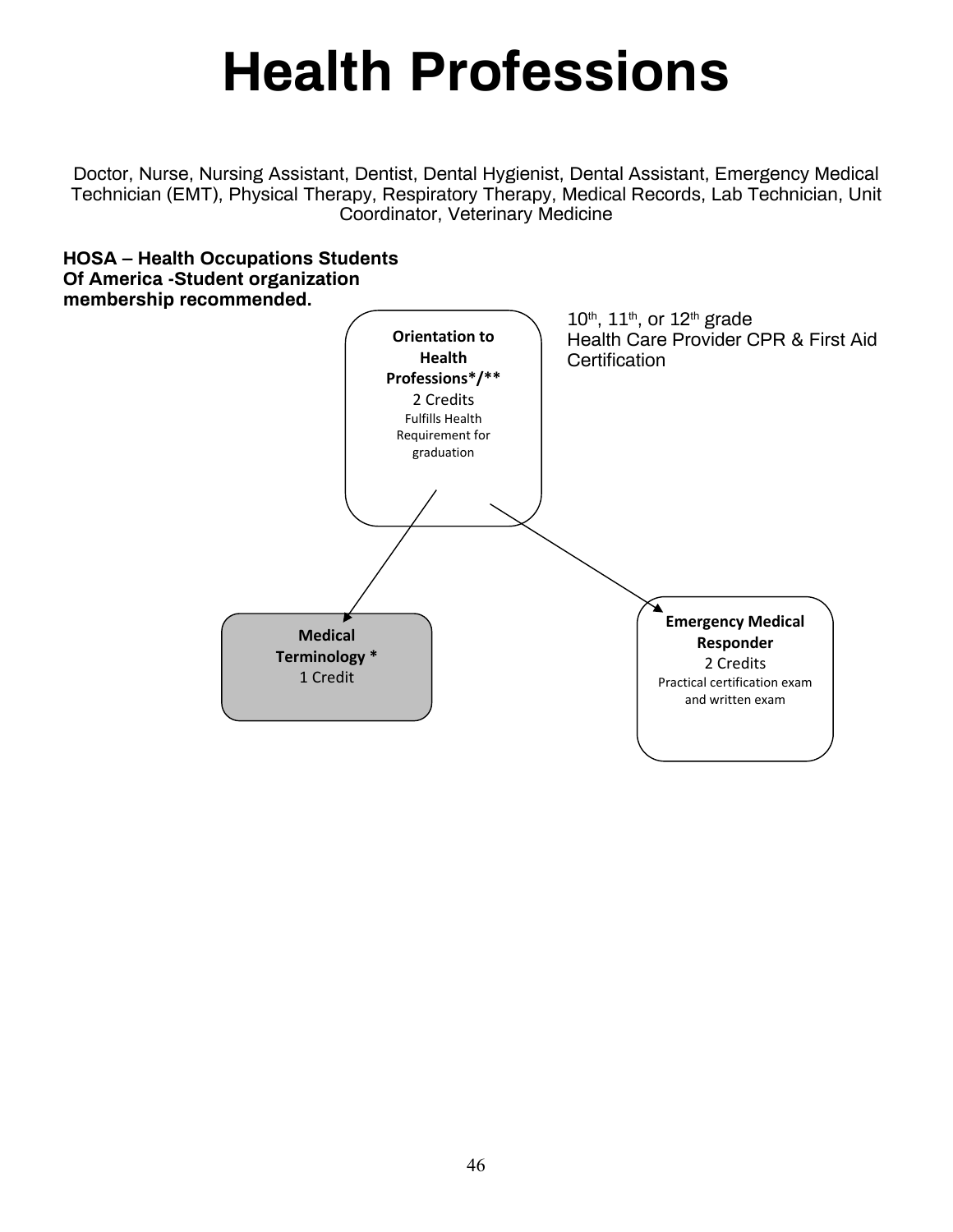# Health Professions

Doctor, Nurse, Nursing Assistant, Dentist, Dental Hygienist, Dental Assistant, Emergency Medical Technician (EMT), Physical Therapy, Respiratory Therapy, Medical Records, Lab Technician, Unit Coordinator, Veterinary Medicine

**HOSA – Health Occupations Students Of America -Student organization membership recommended.**

10th, 11th, or 12th grade
Health Care Provider CPR & First Aid Certification

**Orientation to Health Professions*/****
2 Credits
Fulfills Health Requirement for graduation

**Medical Terminology ***
1 Credit

**Emergency Medical Responder**
2 Credits
Practical certification exam and written exam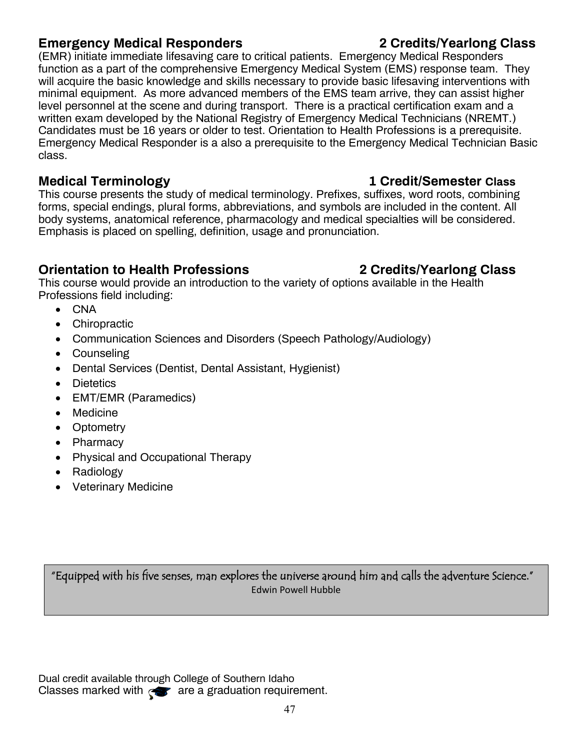## Emergency Medical Responders — 2 Credits/Yearlong Class

(EMR) initiate immediate lifesaving care to critical patients. Emergency Medical Responders function as a part of the comprehensive Emergency Medical System (EMS) response team. They will acquire the basic knowledge and skills necessary to provide basic lifesaving interventions with minimal equipment. As more advanced members of the EMS team arrive, they can assist higher level personnel at the scene and during transport. There is a practical certification exam and a written exam developed by the National Registry of Emergency Medical Technicians (NREMT.) Candidates must be 16 years or older to test. Orientation to Health Professions is a prerequisite. Emergency Medical Responder is a also a prerequisite to the Emergency Medical Technician Basic class.

## Medical Terminology — 1 Credit/Semester Class

This course presents the study of medical terminology. Prefixes, suffixes, word roots, combining forms, special endings, plural forms, abbreviations, and symbols are included in the content. All body systems, anatomical reference, pharmacology and medical specialties will be considered. Emphasis is placed on spelling, definition, usage and pronunciation.

## Orientation to Health Professions — 2 Credits/Yearlong Class

This course would provide an introduction to the variety of options available in the Health Professions field including:

- CNA
- Chiropractic
- Communication Sciences and Disorders (Speech Pathology/Audiology)
- Counseling
- Dental Services (Dentist, Dental Assistant, Hygienist)
- Dietetics
- EMT/EMR (Paramedics)
- Medicine
- Optometry
- Pharmacy
- Physical and Occupational Therapy
- Radiology
- Veterinary Medicine

> *"Equipped with his five senses, man explores the universe around him and calls the adventure Science."*
>
> Edwin Powell Hubble

Dual credit available through College of Southern Idaho
Classes marked with 🎓 are a graduation requirement.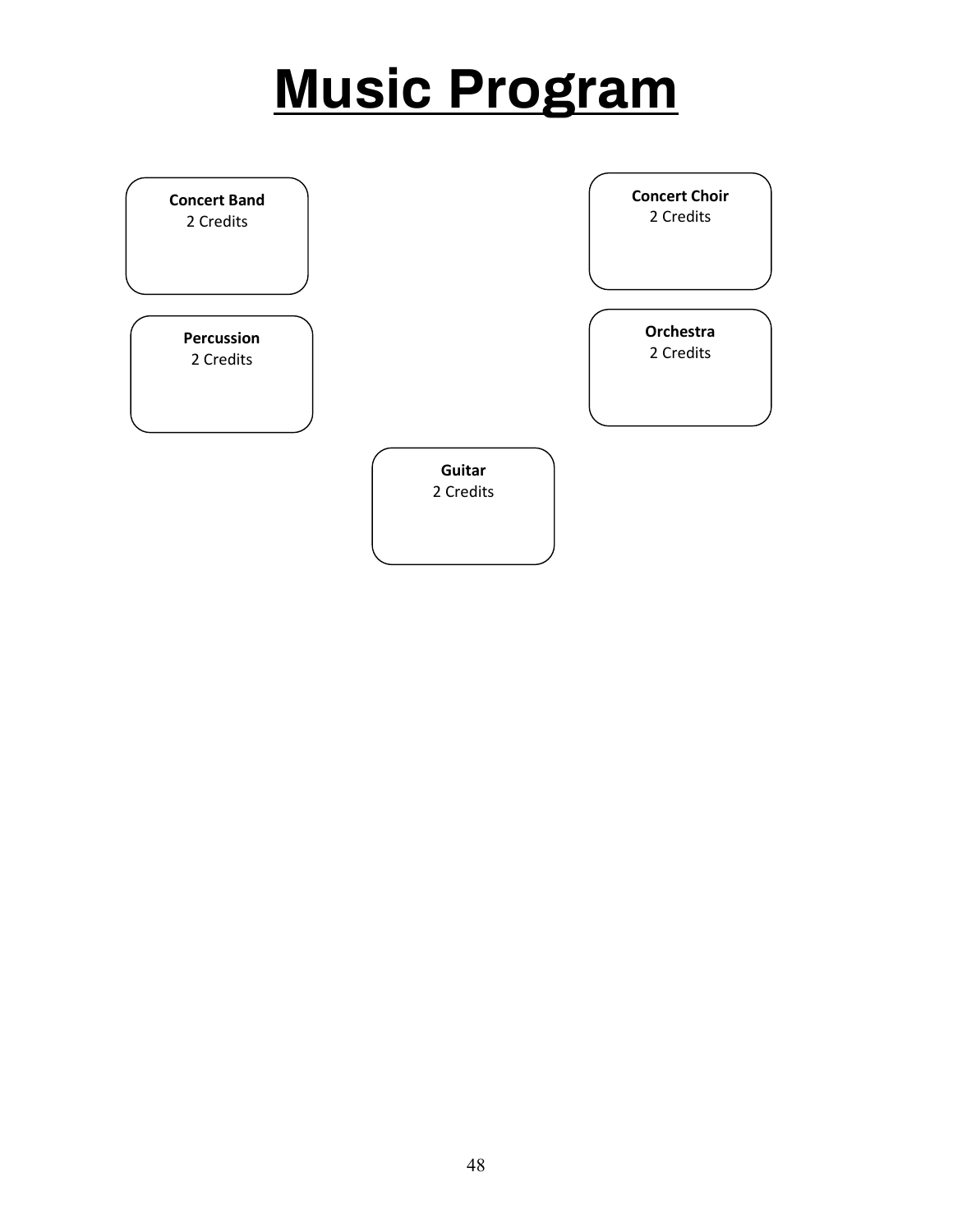# Music Program

**Concert Band**
2 Credits

**Concert Choir**
2 Credits

**Percussion**
2 Credits

**Orchestra**
2 Credits

**Guitar**
2 Credits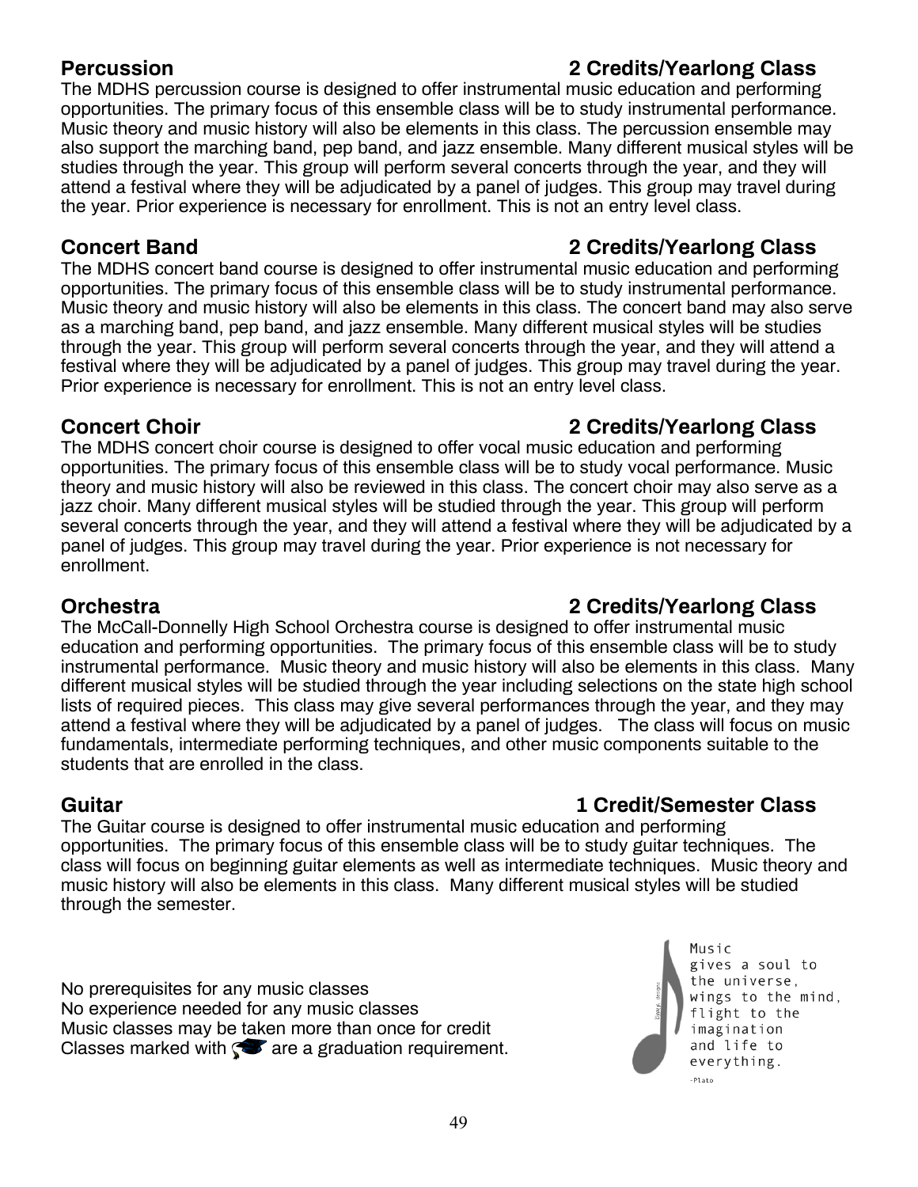**Percussion** **2 Credits/Yearlong Class**

The MDHS percussion course is designed to offer instrumental music education and performing opportunities. The primary focus of this ensemble class will be to study instrumental performance. Music theory and music history will also be elements in this class. The percussion ensemble may also support the marching band, pep band, and jazz ensemble. Many different musical styles will be studies through the year. This group will perform several concerts through the year, and they will attend a festival where they will be adjudicated by a panel of judges. This group may travel during the year. Prior experience is necessary for enrollment. This is not an entry level class.

**Concert Band** **2 Credits/Yearlong Class**

The MDHS concert band course is designed to offer instrumental music education and performing opportunities. The primary focus of this ensemble class will be to study instrumental performance. Music theory and music history will also be elements in this class. The concert band may also serve as a marching band, pep band, and jazz ensemble. Many different musical styles will be studies through the year. This group will perform several concerts through the year, and they will attend a festival where they will be adjudicated by a panel of judges. This group may travel during the year. Prior experience is necessary for enrollment. This is not an entry level class.

**Concert Choir** **2 Credits/Yearlong Class**

The MDHS concert choir course is designed to offer vocal music education and performing opportunities. The primary focus of this ensemble class will be to study vocal performance. Music theory and music history will also be reviewed in this class. The concert choir may also serve as a jazz choir. Many different musical styles will be studied through the year. This group will perform several concerts through the year, and they will attend a festival where they will be adjudicated by a panel of judges. This group may travel during the year. Prior experience is not necessary for enrollment.

**Orchestra** **2 Credits/Yearlong Class**

The McCall-Donnelly High School Orchestra course is designed to offer instrumental music education and performing opportunities. The primary focus of this ensemble class will be to study instrumental performance. Music theory and music history will also be elements in this class. Many different musical styles will be studied through the year including selections on the state high school lists of required pieces. This class may give several performances through the year, and they may attend a festival where they will be adjudicated by a panel of judges. The class will focus on music fundamentals, intermediate performing techniques, and other music components suitable to the students that are enrolled in the class.

**Guitar** **1 Credit/Semester Class**

The Guitar course is designed to offer instrumental music education and performing opportunities. The primary focus of this ensemble class will be to study guitar techniques. The class will focus on beginning guitar elements as well as intermediate techniques. Music theory and music history will also be elements in this class. Many different musical styles will be studied through the semester.

No prerequisites for any music classes
No experience needed for any music classes
Music classes may be taken more than once for credit
Classes marked with 🎓 are a graduation requirement.

Music gives a soul to the universe, wings to the mind, flight to the imagination and life to everything.
-Plato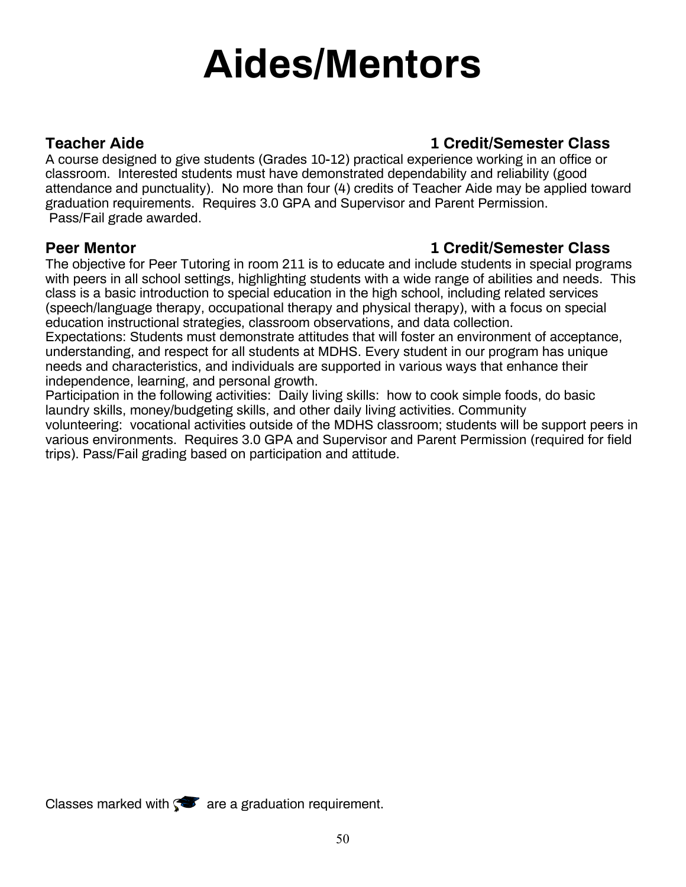# Aides/Mentors

**Teacher Aide** **1 Credit/Semester Class**

A course designed to give students (Grades 10-12) practical experience working in an office or classroom. Interested students must have demonstrated dependability and reliability (good attendance and punctuality). No more than four (4) credits of Teacher Aide may be applied toward graduation requirements. Requires 3.0 GPA and Supervisor and Parent Permission. Pass/Fail grade awarded.

**Peer Mentor** **1 Credit/Semester Class**

The objective for Peer Tutoring in room 211 is to educate and include students in special programs with peers in all school settings, highlighting students with a wide range of abilities and needs. This class is a basic introduction to special education in the high school, including related services (speech/language therapy, occupational therapy and physical therapy), with a focus on special education instructional strategies, classroom observations, and data collection.

Expectations: Students must demonstrate attitudes that will foster an environment of acceptance, understanding, and respect for all students at MDHS. Every student in our program has unique needs and characteristics, and individuals are supported in various ways that enhance their independence, learning, and personal growth.

Participation in the following activities: Daily living skills: how to cook simple foods, do basic laundry skills, money/budgeting skills, and other daily living activities. Community volunteering: vocational activities outside of the MDHS classroom; students will be support peers in various environments. Requires 3.0 GPA and Supervisor and Parent Permission (required for field trips). Pass/Fail grading based on participation and attitude.

Classes marked with 🎓 are a graduation requirement.